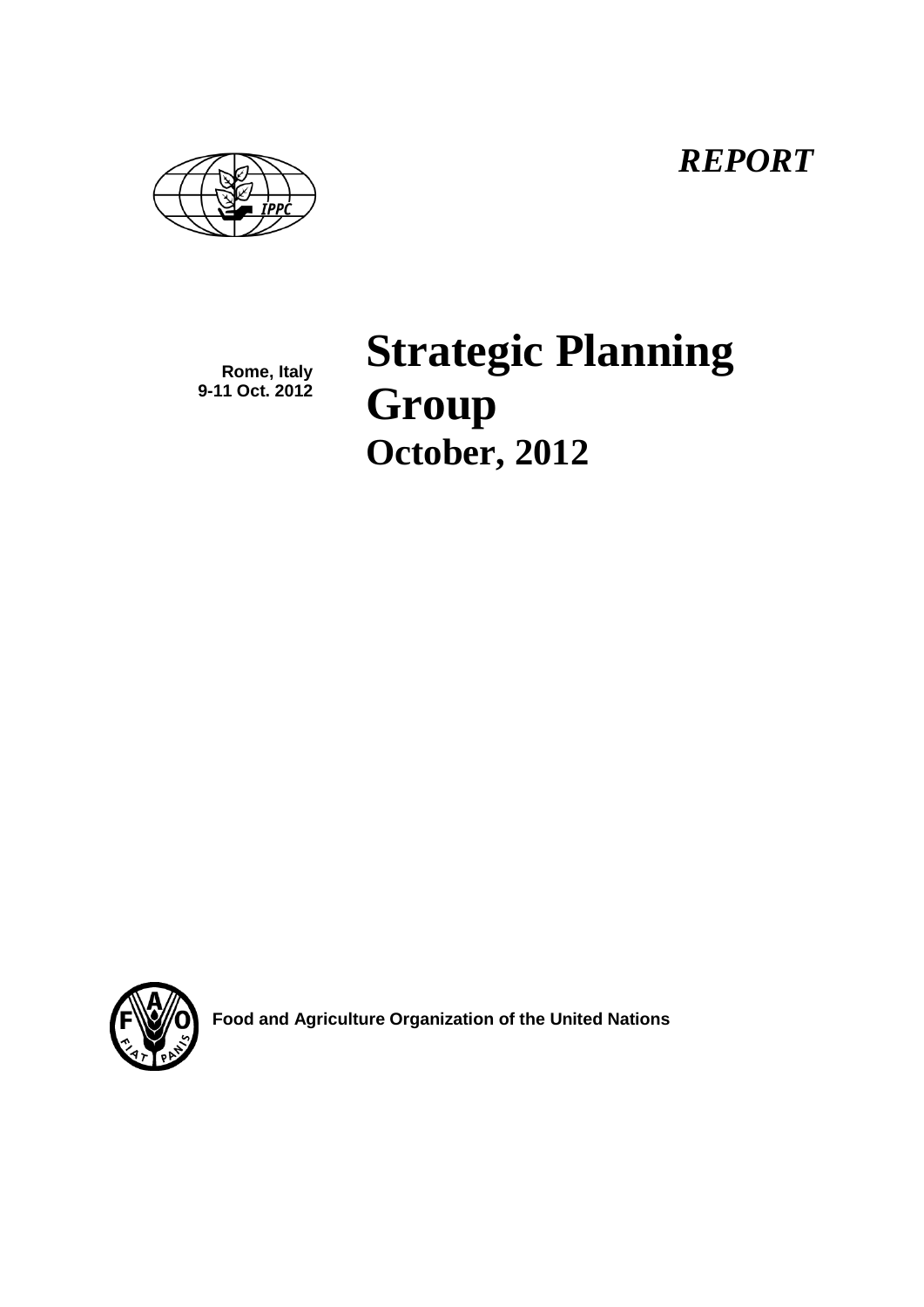*REPORT*

Rome, Italy
9-11 Oct. 2012

# Strategic Planning Group
## October, 2012

**Food and Agriculture Organization of the United Nations**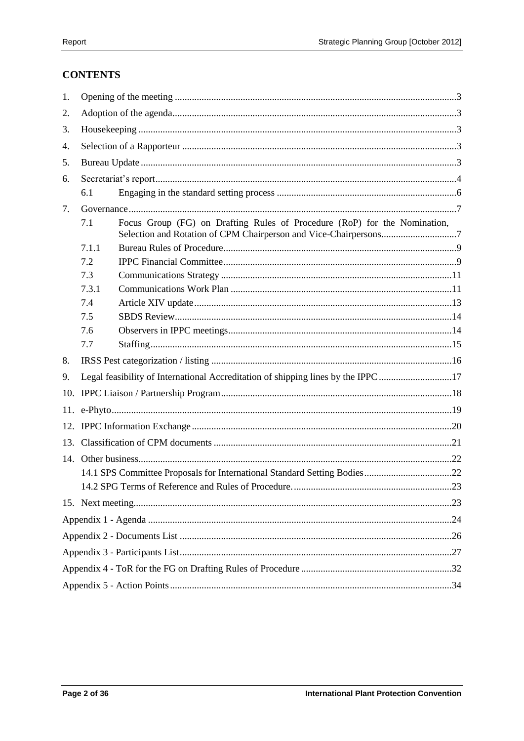## CONTENTS

1. Opening of the meeting .....3
2. Adoption of the agenda .....3
3. Housekeeping .....3
4. Selection of a Rapporteur .....3
5. Bureau Update .....3
6. Secretariat's report .....4
   - 6.1 Engaging in the standard setting process .....6
7. Governance .....7
   - 7.1 Focus Group (FG) on Drafting Rules of Procedure (RoP) for the Nomination, Selection and Rotation of CPM Chairperson and Vice-Chairpersons .....7
   - 7.1.1 Bureau Rules of Procedure .....9
   - 7.2 IPPC Financial Committee .....9
   - 7.3 Communications Strategy .....11
   - 7.3.1 Communications Work Plan .....11
   - 7.4 Article XIV update .....13
   - 7.5 SBDS Review .....14
   - 7.6 Observers in IPPC meetings .....14
   - 7.7 Staffing .....15
8. IRSS Pest categorization / listing .....16
9. Legal feasibility of International Accreditation of shipping lines by the IPPC .....17
10. IPPC Liaison / Partnership Program .....18
11. e-Phyto .....19
12. IPPC Information Exchange .....20
13. Classification of CPM documents .....21
14. Other business .....22
    - 14.1 SPS Committee Proposals for International Standard Setting Bodies .....22
    - 14.2 SPG Terms of Reference and Rules of Procedure. .....23
15. Next meeting .....23

Appendix 1 - Agenda .....24

Appendix 2 - Documents List .....26

Appendix 3 - Participants List .....27

Appendix 4 - ToR for the FG on Drafting Rules of Procedure .....32

Appendix 5 - Action Points .....34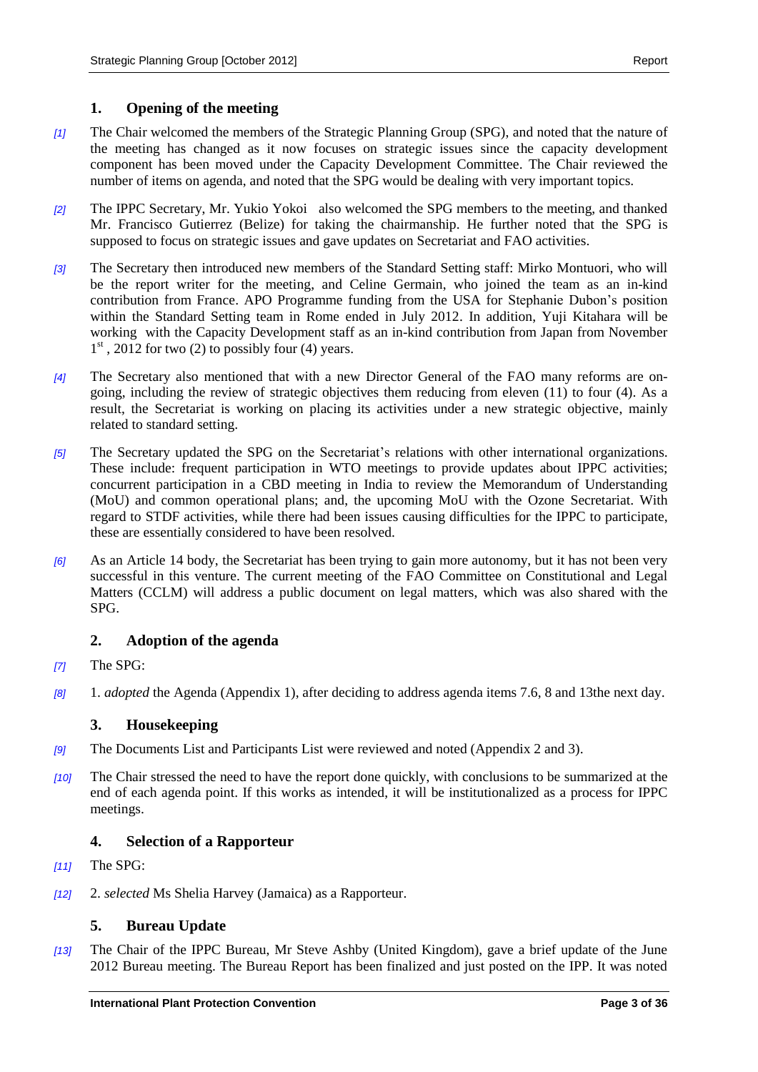## 1. Opening of the meeting

*[1]* The Chair welcomed the members of the Strategic Planning Group (SPG), and noted that the nature of the meeting has changed as it now focuses on strategic issues since the capacity development component has been moved under the Capacity Development Committee. The Chair reviewed the number of items on agenda, and noted that the SPG would be dealing with very important topics.

*[2]* The IPPC Secretary, Mr. Yukio Yokoi also welcomed the SPG members to the meeting, and thanked Mr. Francisco Gutierrez (Belize) for taking the chairmanship. He further noted that the SPG is supposed to focus on strategic issues and gave updates on Secretariat and FAO activities.

*[3]* The Secretary then introduced new members of the Standard Setting staff: Mirko Montuori, who will be the report writer for the meeting, and Celine Germain, who joined the team as an in-kind contribution from France. APO Programme funding from the USA for Stephanie Dubon's position within the Standard Setting team in Rome ended in July 2012. In addition, Yuji Kitahara will be working with the Capacity Development staff as an in-kind contribution from Japan from November 1st , 2012 for two (2) to possibly four (4) years.

*[4]* The Secretary also mentioned that with a new Director General of the FAO many reforms are on-going, including the review of strategic objectives them reducing from eleven (11) to four (4). As a result, the Secretariat is working on placing its activities under a new strategic objective, mainly related to standard setting.

*[5]* The Secretary updated the SPG on the Secretariat's relations with other international organizations. These include: frequent participation in WTO meetings to provide updates about IPPC activities; concurrent participation in a CBD meeting in India to review the Memorandum of Understanding (MoU) and common operational plans; and, the upcoming MoU with the Ozone Secretariat. With regard to STDF activities, while there had been issues causing difficulties for the IPPC to participate, these are essentially considered to have been resolved.

*[6]* As an Article 14 body, the Secretariat has been trying to gain more autonomy, but it has not been very successful in this venture. The current meeting of the FAO Committee on Constitutional and Legal Matters (CCLM) will address a public document on legal matters, which was also shared with the SPG.

## 2. Adoption of the agenda

*[7]* The SPG:

*[8]* 1. *adopted* the Agenda (Appendix 1), after deciding to address agenda items 7.6, 8 and 13the next day.

## 3. Housekeeping

*[9]* The Documents List and Participants List were reviewed and noted (Appendix 2 and 3).

*[10]* The Chair stressed the need to have the report done quickly, with conclusions to be summarized at the end of each agenda point. If this works as intended, it will be institutionalized as a process for IPPC meetings.

## 4. Selection of a Rapporteur

*[11]* The SPG:

*[12]* 2. *selected* Ms Shelia Harvey (Jamaica) as a Rapporteur.

## 5. Bureau Update

*[13]* The Chair of the IPPC Bureau, Mr Steve Ashby (United Kingdom), gave a brief update of the June 2012 Bureau meeting. The Bureau Report has been finalized and just posted on the IPP. It was noted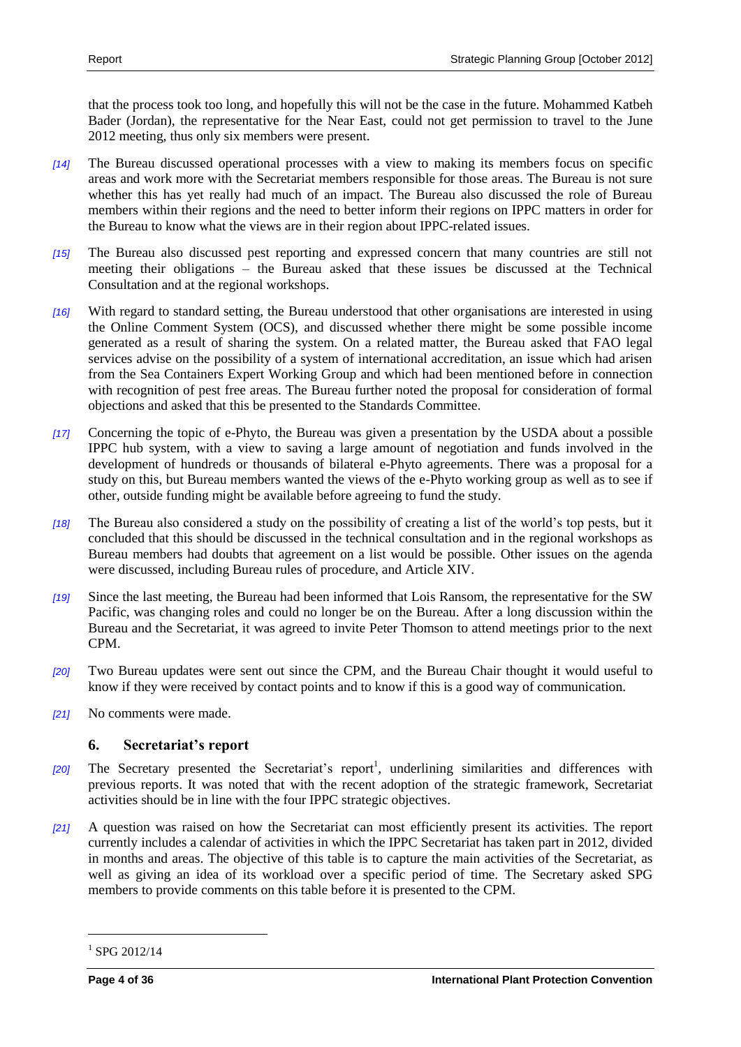that the process took too long, and hopefully this will not be the case in the future. Mohammed Katbeh Bader (Jordan), the representative for the Near East, could not get permission to travel to the June 2012 meeting, thus only six members were present.

*[14]* The Bureau discussed operational processes with a view to making its members focus on specific areas and work more with the Secretariat members responsible for those areas. The Bureau is not sure whether this has yet really had much of an impact. The Bureau also discussed the role of Bureau members within their regions and the need to better inform their regions on IPPC matters in order for the Bureau to know what the views are in their region about IPPC-related issues.

*[15]* The Bureau also discussed pest reporting and expressed concern that many countries are still not meeting their obligations – the Bureau asked that these issues be discussed at the Technical Consultation and at the regional workshops.

*[16]* With regard to standard setting, the Bureau understood that other organisations are interested in using the Online Comment System (OCS), and discussed whether there might be some possible income generated as a result of sharing the system. On a related matter, the Bureau asked that FAO legal services advise on the possibility of a system of international accreditation, an issue which had arisen from the Sea Containers Expert Working Group and which had been mentioned before in connection with recognition of pest free areas. The Bureau further noted the proposal for consideration of formal objections and asked that this be presented to the Standards Committee.

*[17]* Concerning the topic of e-Phyto, the Bureau was given a presentation by the USDA about a possible IPPC hub system, with a view to saving a large amount of negotiation and funds involved in the development of hundreds or thousands of bilateral e-Phyto agreements. There was a proposal for a study on this, but Bureau members wanted the views of the e-Phyto working group as well as to see if other, outside funding might be available before agreeing to fund the study.

*[18]* The Bureau also considered a study on the possibility of creating a list of the world's top pests, but it concluded that this should be discussed in the technical consultation and in the regional workshops as Bureau members had doubts that agreement on a list would be possible. Other issues on the agenda were discussed, including Bureau rules of procedure, and Article XIV.

*[19]* Since the last meeting, the Bureau had been informed that Lois Ransom, the representative for the SW Pacific, was changing roles and could no longer be on the Bureau. After a long discussion within the Bureau and the Secretariat, it was agreed to invite Peter Thomson to attend meetings prior to the next CPM.

*[20]* Two Bureau updates were sent out since the CPM, and the Bureau Chair thought it would useful to know if they were received by contact points and to know if this is a good way of communication.

*[21]* No comments were made.

## 6. Secretariat's report

*[20]* The Secretary presented the Secretariat's report[1], underlining similarities and differences with previous reports. It was noted that with the recent adoption of the strategic framework, Secretariat activities should be in line with the four IPPC strategic objectives.

*[21]* A question was raised on how the Secretariat can most efficiently present its activities. The report currently includes a calendar of activities in which the IPPC Secretariat has taken part in 2012, divided in months and areas. The objective of this table is to capture the main activities of the Secretariat, as well as giving an idea of its workload over a specific period of time. The Secretary asked SPG members to provide comments on this table before it is presented to the CPM.

---

[1] SPG 2012/14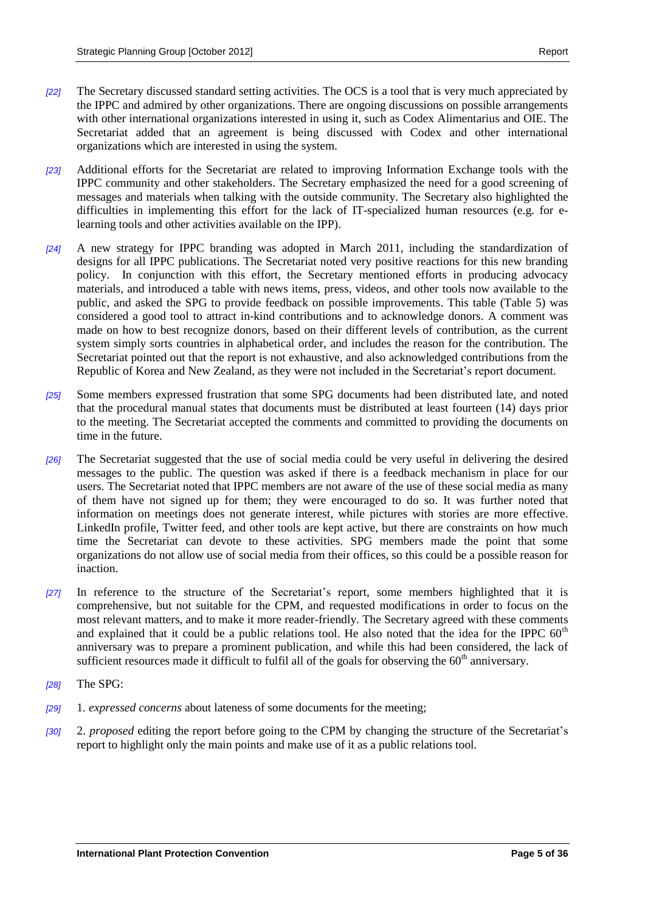[22] The Secretary discussed standard setting activities. The OCS is a tool that is very much appreciated by the IPPC and admired by other organizations. There are ongoing discussions on possible arrangements with other international organizations interested in using it, such as Codex Alimentarius and OIE. The Secretariat added that an agreement is being discussed with Codex and other international organizations which are interested in using the system.

[23] Additional efforts for the Secretariat are related to improving Information Exchange tools with the IPPC community and other stakeholders. The Secretary emphasized the need for a good screening of messages and materials when talking with the outside community. The Secretary also highlighted the difficulties in implementing this effort for the lack of IT-specialized human resources (e.g. for e-learning tools and other activities available on the IPP).

[24] A new strategy for IPPC branding was adopted in March 2011, including the standardization of designs for all IPPC publications. The Secretariat noted very positive reactions for this new branding policy. In conjunction with this effort, the Secretary mentioned efforts in producing advocacy materials, and introduced a table with news items, press, videos, and other tools now available to the public, and asked the SPG to provide feedback on possible improvements. This table (Table 5) was considered a good tool to attract in-kind contributions and to acknowledge donors. A comment was made on how to best recognize donors, based on their different levels of contribution, as the current system simply sorts countries in alphabetical order, and includes the reason for the contribution. The Secretariat pointed out that the report is not exhaustive, and also acknowledged contributions from the Republic of Korea and New Zealand, as they were not included in the Secretariat's report document.

[25] Some members expressed frustration that some SPG documents had been distributed late, and noted that the procedural manual states that documents must be distributed at least fourteen (14) days prior to the meeting. The Secretariat accepted the comments and committed to providing the documents on time in the future.

[26] The Secretariat suggested that the use of social media could be very useful in delivering the desired messages to the public. The question was asked if there is a feedback mechanism in place for our users. The Secretariat noted that IPPC members are not aware of the use of these social media as many of them have not signed up for them; they were encouraged to do so. It was further noted that information on meetings does not generate interest, while pictures with stories are more effective. LinkedIn profile, Twitter feed, and other tools are kept active, but there are constraints on how much time the Secretariat can devote to these activities. SPG members made the point that some organizations do not allow use of social media from their offices, so this could be a possible reason for inaction.

[27] In reference to the structure of the Secretariat's report, some members highlighted that it is comprehensive, but not suitable for the CPM, and requested modifications in order to focus on the most relevant matters, and to make it more reader-friendly. The Secretary agreed with these comments and explained that it could be a public relations tool. He also noted that the idea for the IPPC 60th anniversary was to prepare a prominent publication, and while this had been considered, the lack of sufficient resources made it difficult to fulfil all of the goals for observing the 60th anniversary.

[28] The SPG:

[29] 1. *expressed concerns* about lateness of some documents for the meeting;

[30] 2. *proposed* editing the report before going to the CPM by changing the structure of the Secretariat's report to highlight only the main points and make use of it as a public relations tool.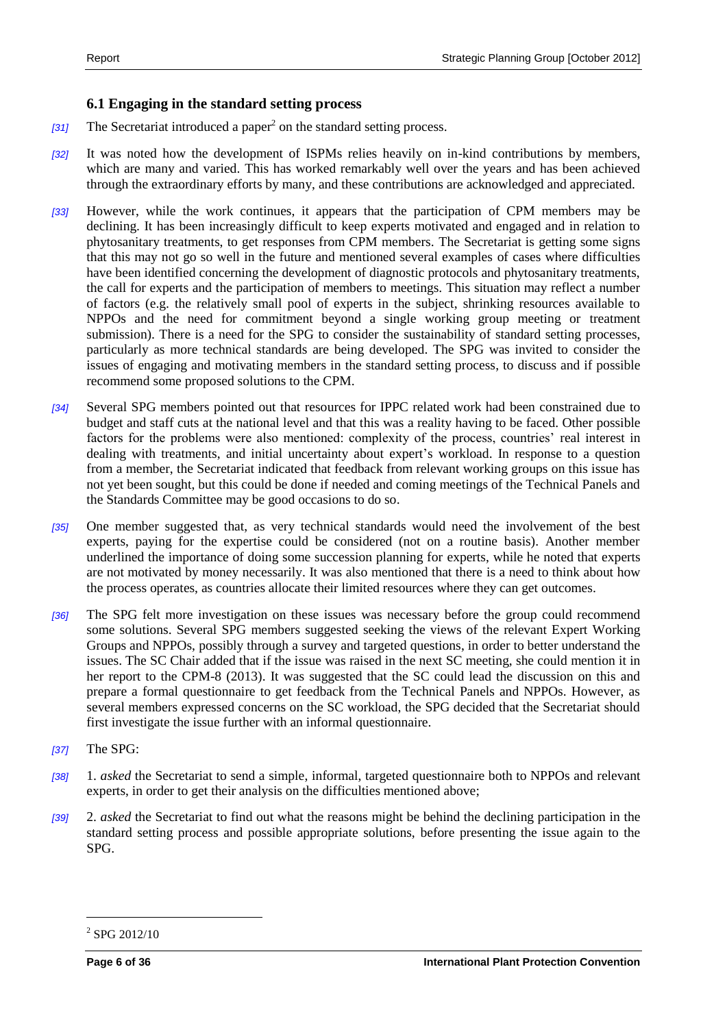### 6.1 Engaging in the standard setting process

*[31]* The Secretariat introduced a paper[2] on the standard setting process.

*[32]* It was noted how the development of ISPMs relies heavily on in-kind contributions by members, which are many and varied. This has worked remarkably well over the years and has been achieved through the extraordinary efforts by many, and these contributions are acknowledged and appreciated.

*[33]* However, while the work continues, it appears that the participation of CPM members may be declining. It has been increasingly difficult to keep experts motivated and engaged and in relation to phytosanitary treatments, to get responses from CPM members. The Secretariat is getting some signs that this may not go so well in the future and mentioned several examples of cases where difficulties have been identified concerning the development of diagnostic protocols and phytosanitary treatments, the call for experts and the participation of members to meetings. This situation may reflect a number of factors (e.g. the relatively small pool of experts in the subject, shrinking resources available to NPPOs and the need for commitment beyond a single working group meeting or treatment submission). There is a need for the SPG to consider the sustainability of standard setting processes, particularly as more technical standards are being developed. The SPG was invited to consider the issues of engaging and motivating members in the standard setting process, to discuss and if possible recommend some proposed solutions to the CPM.

*[34]* Several SPG members pointed out that resources for IPPC related work had been constrained due to budget and staff cuts at the national level and that this was a reality having to be faced. Other possible factors for the problems were also mentioned: complexity of the process, countries' real interest in dealing with treatments, and initial uncertainty about expert's workload. In response to a question from a member, the Secretariat indicated that feedback from relevant working groups on this issue has not yet been sought, but this could be done if needed and coming meetings of the Technical Panels and the Standards Committee may be good occasions to do so.

*[35]* One member suggested that, as very technical standards would need the involvement of the best experts, paying for the expertise could be considered (not on a routine basis). Another member underlined the importance of doing some succession planning for experts, while he noted that experts are not motivated by money necessarily. It was also mentioned that there is a need to think about how the process operates, as countries allocate their limited resources where they can get outcomes.

*[36]* The SPG felt more investigation on these issues was necessary before the group could recommend some solutions. Several SPG members suggested seeking the views of the relevant Expert Working Groups and NPPOs, possibly through a survey and targeted questions, in order to better understand the issues. The SC Chair added that if the issue was raised in the next SC meeting, she could mention it in her report to the CPM-8 (2013). It was suggested that the SC could lead the discussion on this and prepare a formal questionnaire to get feedback from the Technical Panels and NPPOs. However, as several members expressed concerns on the SC workload, the SPG decided that the Secretariat should first investigate the issue further with an informal questionnaire.

*[37]* The SPG:

*[38]* 1. *asked* the Secretariat to send a simple, informal, targeted questionnaire both to NPPOs and relevant experts, in order to get their analysis on the difficulties mentioned above;

*[39]* 2. *asked* the Secretariat to find out what the reasons might be behind the declining participation in the standard setting process and possible appropriate solutions, before presenting the issue again to the SPG.

---

[2] SPG 2012/10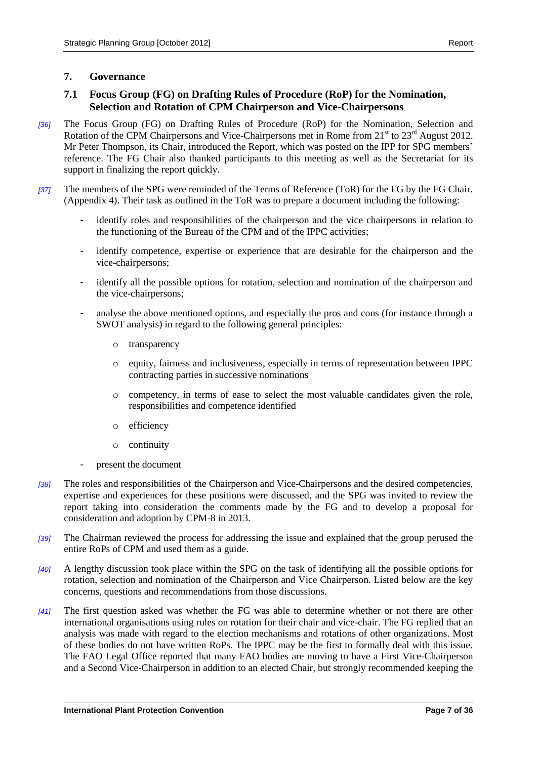## 7. Governance

### 7.1 Focus Group (FG) on Drafting Rules of Procedure (RoP) for the Nomination, Selection and Rotation of CPM Chairperson and Vice-Chairpersons

*[36]* The Focus Group (FG) on Drafting Rules of Procedure (RoP) for the Nomination, Selection and Rotation of the CPM Chairpersons and Vice-Chairpersons met in Rome from 21st to 23rd August 2012. Mr Peter Thompson, its Chair, introduced the Report, which was posted on the IPP for SPG members' reference. The FG Chair also thanked participants to this meeting as well as the Secretariat for its support in finalizing the report quickly.

*[37]* The members of the SPG were reminded of the Terms of Reference (ToR) for the FG by the FG Chair. (Appendix 4). Their task as outlined in the ToR was to prepare a document including the following:

- identify roles and responsibilities of the chairperson and the vice chairpersons in relation to the functioning of the Bureau of the CPM and of the IPPC activities;
- identify competence, expertise or experience that are desirable for the chairperson and the vice-chairpersons;
- identify all the possible options for rotation, selection and nomination of the chairperson and the vice-chairpersons;
- analyse the above mentioned options, and especially the pros and cons (for instance through a SWOT analysis) in regard to the following general principles:
  - transparency
  - equity, fairness and inclusiveness, especially in terms of representation between IPPC contracting parties in successive nominations
  - competency, in terms of ease to select the most valuable candidates given the role, responsibilities and competence identified
  - efficiency
  - continuity
- present the document

*[38]* The roles and responsibilities of the Chairperson and Vice-Chairpersons and the desired competencies, expertise and experiences for these positions were discussed, and the SPG was invited to review the report taking into consideration the comments made by the FG and to develop a proposal for consideration and adoption by CPM-8 in 2013.

*[39]* The Chairman reviewed the process for addressing the issue and explained that the group perused the entire RoPs of CPM and used them as a guide.

*[40]* A lengthy discussion took place within the SPG on the task of identifying all the possible options for rotation, selection and nomination of the Chairperson and Vice Chairperson. Listed below are the key concerns, questions and recommendations from those discussions.

*[41]* The first question asked was whether the FG was able to determine whether or not there are other international organisations using rules on rotation for their chair and vice-chair. The FG replied that an analysis was made with regard to the election mechanisms and rotations of other organizations. Most of these bodies do not have written RoPs. The IPPC may be the first to formally deal with this issue. The FAO Legal Office reported that many FAO bodies are moving to have a First Vice-Chairperson and a Second Vice-Chairperson in addition to an elected Chair, but strongly recommended keeping the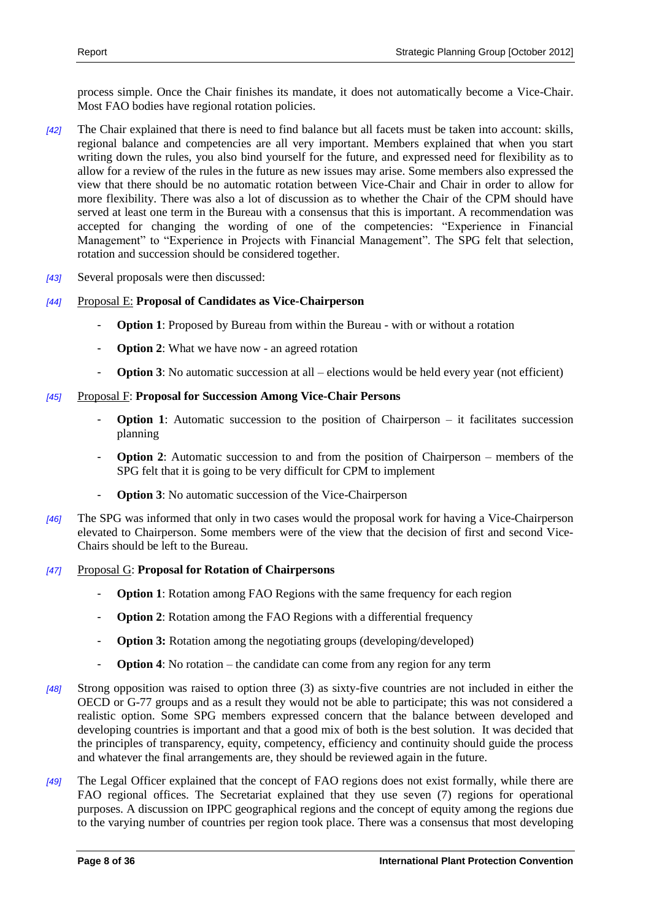process simple. Once the Chair finishes its mandate, it does not automatically become a Vice-Chair. Most FAO bodies have regional rotation policies.

*[42]* The Chair explained that there is need to find balance but all facets must be taken into account: skills, regional balance and competencies are all very important. Members explained that when you start writing down the rules, you also bind yourself for the future, and expressed need for flexibility as to allow for a review of the rules in the future as new issues may arise. Some members also expressed the view that there should be no automatic rotation between Vice-Chair and Chair in order to allow for more flexibility. There was also a lot of discussion as to whether the Chair of the CPM should have served at least one term in the Bureau with a consensus that this is important. A recommendation was accepted for changing the wording of one of the competencies: "Experience in Financial Management" to "Experience in Projects with Financial Management". The SPG felt that selection, rotation and succession should be considered together.

*[43]* Several proposals were then discussed:

*[44]* <u>Proposal E:</u> **Proposal of Candidates as Vice-Chairperson**

- **Option 1**: Proposed by Bureau from within the Bureau - with or without a rotation
- **Option 2**: What we have now - an agreed rotation
- **Option 3**: No automatic succession at all – elections would be held every year (not efficient)

*[45]* <u>Proposal F</u>: **Proposal for Succession Among Vice-Chair Persons**

- **Option 1**: Automatic succession to the position of Chairperson – it facilitates succession planning
- **Option 2**: Automatic succession to and from the position of Chairperson – members of the SPG felt that it is going to be very difficult for CPM to implement
- **Option 3**: No automatic succession of the Vice-Chairperson

*[46]* The SPG was informed that only in two cases would the proposal work for having a Vice-Chairperson elevated to Chairperson. Some members were of the view that the decision of first and second Vice-Chairs should be left to the Bureau.

*[47]* <u>Proposal G</u>: **Proposal for Rotation of Chairpersons**

- **Option 1**: Rotation among FAO Regions with the same frequency for each region
- **Option 2**: Rotation among the FAO Regions with a differential frequency
- **Option 3:** Rotation among the negotiating groups (developing/developed)
- **Option 4**: No rotation – the candidate can come from any region for any term

*[48]* Strong opposition was raised to option three (3) as sixty-five countries are not included in either the OECD or G-77 groups and as a result they would not be able to participate; this was not considered a realistic option. Some SPG members expressed concern that the balance between developed and developing countries is important and that a good mix of both is the best solution. It was decided that the principles of transparency, equity, competency, efficiency and continuity should guide the process and whatever the final arrangements are, they should be reviewed again in the future.

*[49]* The Legal Officer explained that the concept of FAO regions does not exist formally, while there are FAO regional offices. The Secretariat explained that they use seven (7) regions for operational purposes. A discussion on IPPC geographical regions and the concept of equity among the regions due to the varying number of countries per region took place. There was a consensus that most developing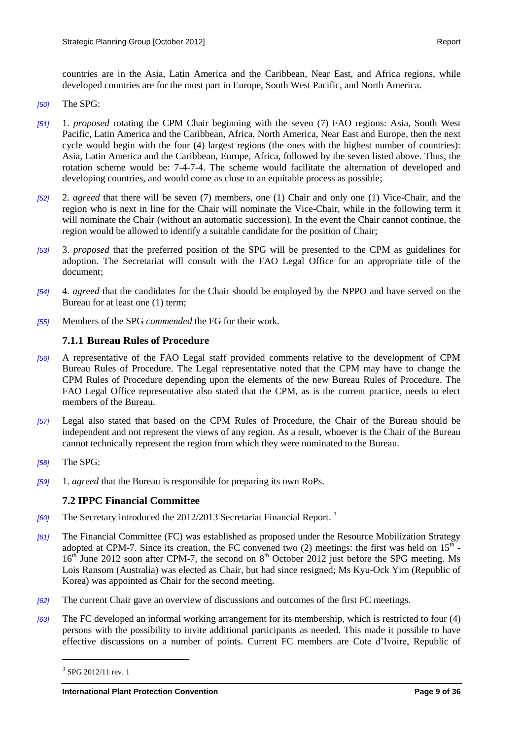countries are in the Asia, Latin America and the Caribbean, Near East, and Africa regions, while developed countries are for the most part in Europe, South West Pacific, and North America.

[50] The SPG:

[51] 1. *proposed* rotating the CPM Chair beginning with the seven (7) FAO regions: Asia, South West Pacific, Latin America and the Caribbean, Africa, North America, Near East and Europe, then the next cycle would begin with the four (4) largest regions (the ones with the highest number of countries): Asia, Latin America and the Caribbean, Europe, Africa, followed by the seven listed above. Thus, the rotation scheme would be: 7-4-7-4. The scheme would facilitate the alternation of developed and developing countries, and would come as close to an equitable process as possible;

[52] 2. *agreed* that there will be seven (7) members, one (1) Chair and only one (1) Vice-Chair, and the region who is next in line for the Chair will nominate the Vice-Chair, while in the following term it will nominate the Chair (without an automatic succession). In the event the Chair cannot continue, the region would be allowed to identify a suitable candidate for the position of Chair;

[53] 3. *proposed* that the preferred position of the SPG will be presented to the CPM as guidelines for adoption. The Secretariat will consult with the FAO Legal Office for an appropriate title of the document;

[54] 4. *agreed* that the candidates for the Chair should be employed by the NPPO and have served on the Bureau for at least one (1) term;

[55] Members of the SPG *commended* the FG for their work.

### 7.1.1 Bureau Rules of Procedure

[56] A representative of the FAO Legal staff provided comments relative to the development of CPM Bureau Rules of Procedure. The Legal representative noted that the CPM may have to change the CPM Rules of Procedure depending upon the elements of the new Bureau Rules of Procedure. The FAO Legal Office representative also stated that the CPM, as is the current practice, needs to elect members of the Bureau.

[57] Legal also stated that based on the CPM Rules of Procedure, the Chair of the Bureau should be independent and not represent the views of any region. As a result, whoever is the Chair of the Bureau cannot technically represent the region from which they were nominated to the Bureau.

[58] The SPG:

[59] 1. *agreed* that the Bureau is responsible for preparing its own RoPs.

### 7.2 IPPC Financial Committee

[60] The Secretary introduced the 2012/2013 Secretariat Financial Report. [3]

[61] The Financial Committee (FC) was established as proposed under the Resource Mobilization Strategy adopted at CPM-7. Since its creation, the FC convened two (2) meetings: the first was held on 15th - 16th June 2012 soon after CPM-7, the second on 8th October 2012 just before the SPG meeting. Ms Lois Ransom (Australia) was elected as Chair, but had since resigned; Ms Kyu-Ock Yim (Republic of Korea) was appointed as Chair for the second meeting.

[62] The current Chair gave an overview of discussions and outcomes of the first FC meetings.

[63] The FC developed an informal working arrangement for its membership, which is restricted to four (4) persons with the possibility to invite additional participants as needed. This made it possible to have effective discussions on a number of points. Current FC members are Cote d'Ivoire, Republic of

[3] SPG 2012/11 rev. 1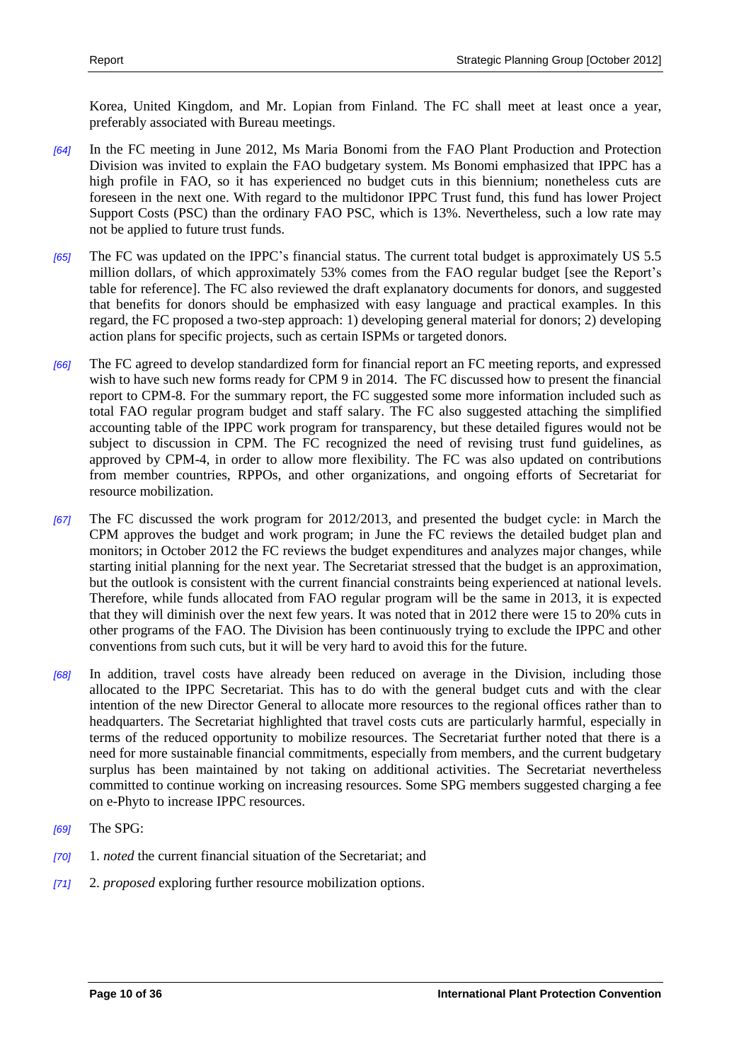Korea, United Kingdom, and Mr. Lopian from Finland. The FC shall meet at least once a year, preferably associated with Bureau meetings.

*[64]* In the FC meeting in June 2012, Ms Maria Bonomi from the FAO Plant Production and Protection Division was invited to explain the FAO budgetary system. Ms Bonomi emphasized that IPPC has a high profile in FAO, so it has experienced no budget cuts in this biennium; nonetheless cuts are foreseen in the next one. With regard to the multidonor IPPC Trust fund, this fund has lower Project Support Costs (PSC) than the ordinary FAO PSC, which is 13%. Nevertheless, such a low rate may not be applied to future trust funds.

*[65]* The FC was updated on the IPPC's financial status. The current total budget is approximately US 5.5 million dollars, of which approximately 53% comes from the FAO regular budget [see the Report's table for reference]. The FC also reviewed the draft explanatory documents for donors, and suggested that benefits for donors should be emphasized with easy language and practical examples. In this regard, the FC proposed a two-step approach: 1) developing general material for donors; 2) developing action plans for specific projects, such as certain ISPMs or targeted donors.

*[66]* The FC agreed to develop standardized form for financial report an FC meeting reports, and expressed wish to have such new forms ready for CPM 9 in 2014. The FC discussed how to present the financial report to CPM-8. For the summary report, the FC suggested some more information included such as total FAO regular program budget and staff salary. The FC also suggested attaching the simplified accounting table of the IPPC work program for transparency, but these detailed figures would not be subject to discussion in CPM. The FC recognized the need of revising trust fund guidelines, as approved by CPM-4, in order to allow more flexibility. The FC was also updated on contributions from member countries, RPPOs, and other organizations, and ongoing efforts of Secretariat for resource mobilization.

*[67]* The FC discussed the work program for 2012/2013, and presented the budget cycle: in March the CPM approves the budget and work program; in June the FC reviews the detailed budget plan and monitors; in October 2012 the FC reviews the budget expenditures and analyzes major changes, while starting initial planning for the next year. The Secretariat stressed that the budget is an approximation, but the outlook is consistent with the current financial constraints being experienced at national levels. Therefore, while funds allocated from FAO regular program will be the same in 2013, it is expected that they will diminish over the next few years. It was noted that in 2012 there were 15 to 20% cuts in other programs of the FAO. The Division has been continuously trying to exclude the IPPC and other conventions from such cuts, but it will be very hard to avoid this for the future.

*[68]* In addition, travel costs have already been reduced on average in the Division, including those allocated to the IPPC Secretariat. This has to do with the general budget cuts and with the clear intention of the new Director General to allocate more resources to the regional offices rather than to headquarters. The Secretariat highlighted that travel costs cuts are particularly harmful, especially in terms of the reduced opportunity to mobilize resources. The Secretariat further noted that there is a need for more sustainable financial commitments, especially from members, and the current budgetary surplus has been maintained by not taking on additional activities. The Secretariat nevertheless committed to continue working on increasing resources. Some SPG members suggested charging a fee on e-Phyto to increase IPPC resources.

*[69]* The SPG:

*[70]* 1. *noted* the current financial situation of the Secretariat; and

*[71]* 2. *proposed* exploring further resource mobilization options.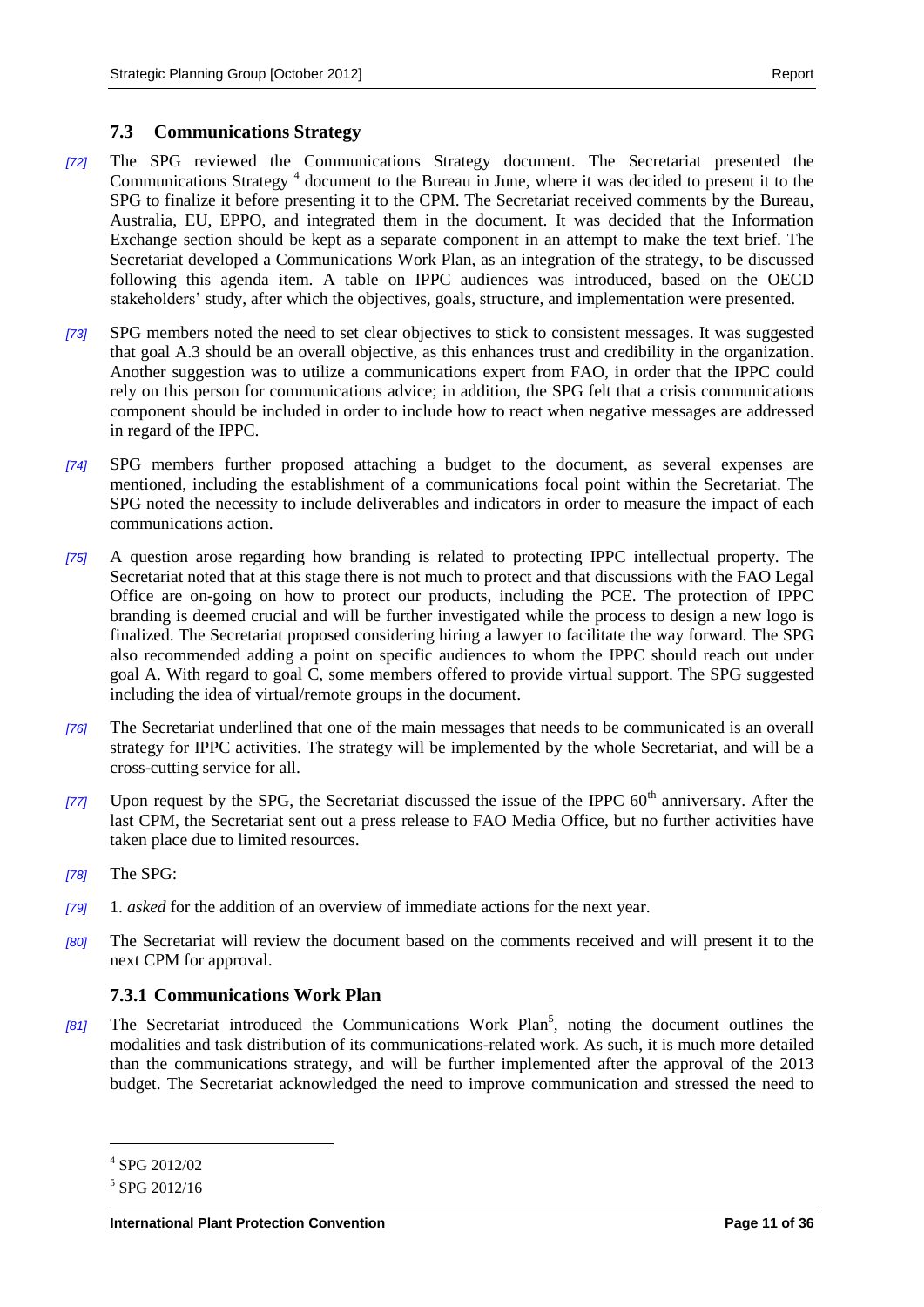### 7.3 Communications Strategy

[72] The SPG reviewed the Communications Strategy document. The Secretariat presented the Communications Strategy [4] document to the Bureau in June, where it was decided to present it to the SPG to finalize it before presenting it to the CPM. The Secretariat received comments by the Bureau, Australia, EU, EPPO, and integrated them in the document. It was decided that the Information Exchange section should be kept as a separate component in an attempt to make the text brief. The Secretariat developed a Communications Work Plan, as an integration of the strategy, to be discussed following this agenda item. A table on IPPC audiences was introduced, based on the OECD stakeholders' study, after which the objectives, goals, structure, and implementation were presented.

[73] SPG members noted the need to set clear objectives to stick to consistent messages. It was suggested that goal A.3 should be an overall objective, as this enhances trust and credibility in the organization. Another suggestion was to utilize a communications expert from FAO, in order that the IPPC could rely on this person for communications advice; in addition, the SPG felt that a crisis communications component should be included in order to include how to react when negative messages are addressed in regard of the IPPC.

[74] SPG members further proposed attaching a budget to the document, as several expenses are mentioned, including the establishment of a communications focal point within the Secretariat. The SPG noted the necessity to include deliverables and indicators in order to measure the impact of each communications action.

[75] A question arose regarding how branding is related to protecting IPPC intellectual property. The Secretariat noted that at this stage there is not much to protect and that discussions with the FAO Legal Office are on-going on how to protect our products, including the PCE. The protection of IPPC branding is deemed crucial and will be further investigated while the process to design a new logo is finalized. The Secretariat proposed considering hiring a lawyer to facilitate the way forward. The SPG also recommended adding a point on specific audiences to whom the IPPC should reach out under goal A. With regard to goal C, some members offered to provide virtual support. The SPG suggested including the idea of virtual/remote groups in the document.

[76] The Secretariat underlined that one of the main messages that needs to be communicated is an overall strategy for IPPC activities. The strategy will be implemented by the whole Secretariat, and will be a cross-cutting service for all.

[77] Upon request by the SPG, the Secretariat discussed the issue of the IPPC 60th anniversary. After the last CPM, the Secretariat sent out a press release to FAO Media Office, but no further activities have taken place due to limited resources.

[78] The SPG:

[79] 1. *asked* for the addition of an overview of immediate actions for the next year.

[80] The Secretariat will review the document based on the comments received and will present it to the next CPM for approval.

#### 7.3.1 Communications Work Plan

[81] The Secretariat introduced the Communications Work Plan[5], noting the document outlines the modalities and task distribution of its communications-related work. As such, it is much more detailed than the communications strategy, and will be further implemented after the approval of the 2013 budget. The Secretariat acknowledged the need to improve communication and stressed the need to

---

[4] SPG 2012/02

[5] SPG 2012/16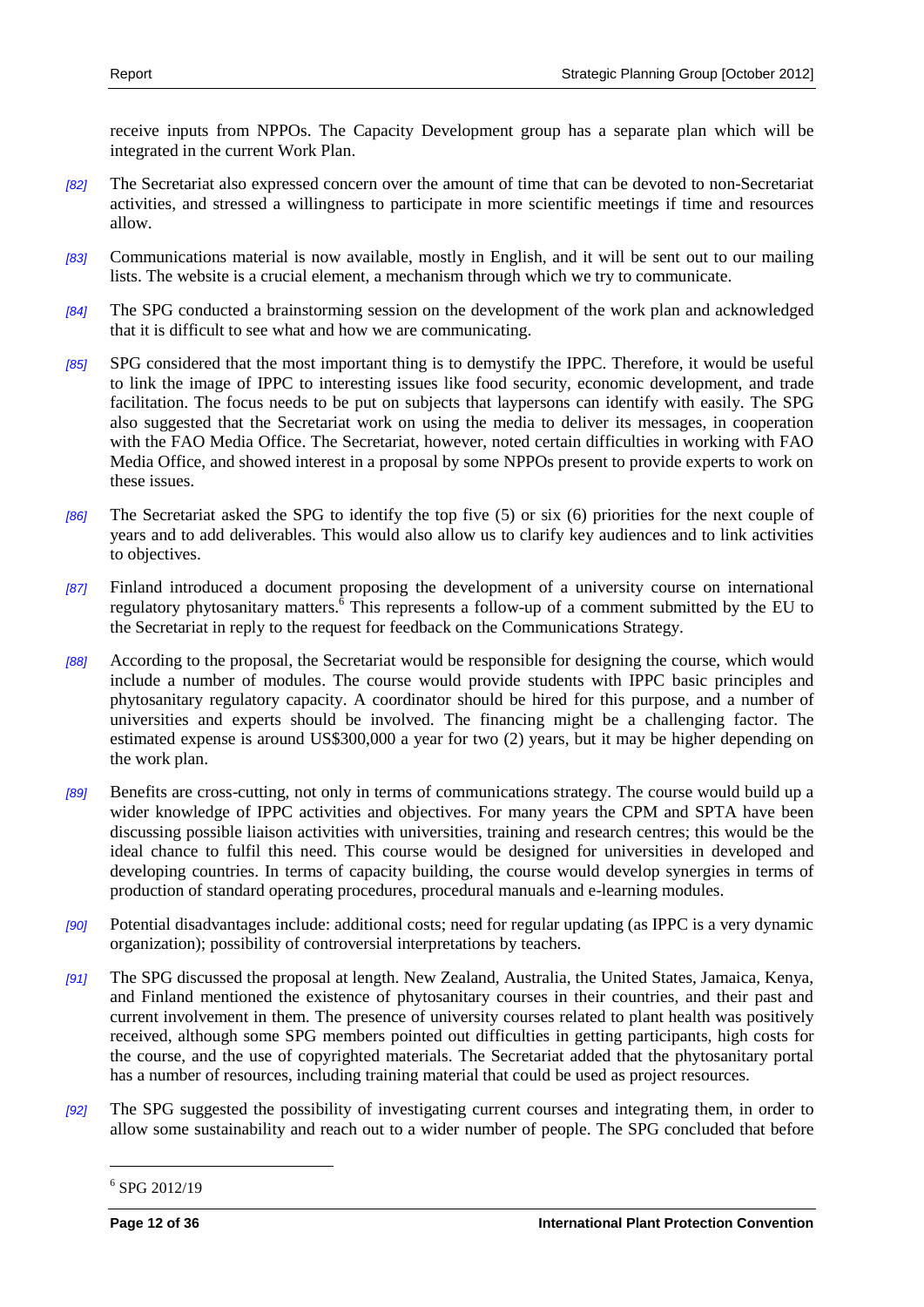receive inputs from NPPOs. The Capacity Development group has a separate plan which will be integrated in the current Work Plan.

*[82]* The Secretariat also expressed concern over the amount of time that can be devoted to non-Secretariat activities, and stressed a willingness to participate in more scientific meetings if time and resources allow.

*[83]* Communications material is now available, mostly in English, and it will be sent out to our mailing lists. The website is a crucial element, a mechanism through which we try to communicate.

*[84]* The SPG conducted a brainstorming session on the development of the work plan and acknowledged that it is difficult to see what and how we are communicating.

*[85]* SPG considered that the most important thing is to demystify the IPPC. Therefore, it would be useful to link the image of IPPC to interesting issues like food security, economic development, and trade facilitation. The focus needs to be put on subjects that laypersons can identify with easily. The SPG also suggested that the Secretariat work on using the media to deliver its messages, in cooperation with the FAO Media Office. The Secretariat, however, noted certain difficulties in working with FAO Media Office, and showed interest in a proposal by some NPPOs present to provide experts to work on these issues.

*[86]* The Secretariat asked the SPG to identify the top five (5) or six (6) priorities for the next couple of years and to add deliverables. This would also allow us to clarify key audiences and to link activities to objectives.

*[87]* Finland introduced a document proposing the development of a university course on international regulatory phytosanitary matters.[6] This represents a follow-up of a comment submitted by the EU to the Secretariat in reply to the request for feedback on the Communications Strategy.

*[88]* According to the proposal, the Secretariat would be responsible for designing the course, which would include a number of modules. The course would provide students with IPPC basic principles and phytosanitary regulatory capacity. A coordinator should be hired for this purpose, and a number of universities and experts should be involved. The financing might be a challenging factor. The estimated expense is around US$300,000 a year for two (2) years, but it may be higher depending on the work plan.

*[89]* Benefits are cross-cutting, not only in terms of communications strategy. The course would build up a wider knowledge of IPPC activities and objectives. For many years the CPM and SPTA have been discussing possible liaison activities with universities, training and research centres; this would be the ideal chance to fulfil this need. This course would be designed for universities in developed and developing countries. In terms of capacity building, the course would develop synergies in terms of production of standard operating procedures, procedural manuals and e-learning modules.

*[90]* Potential disadvantages include: additional costs; need for regular updating (as IPPC is a very dynamic organization); possibility of controversial interpretations by teachers.

*[91]* The SPG discussed the proposal at length. New Zealand, Australia, the United States, Jamaica, Kenya, and Finland mentioned the existence of phytosanitary courses in their countries, and their past and current involvement in them. The presence of university courses related to plant health was positively received, although some SPG members pointed out difficulties in getting participants, high costs for the course, and the use of copyrighted materials. The Secretariat added that the phytosanitary portal has a number of resources, including training material that could be used as project resources.

*[92]* The SPG suggested the possibility of investigating current courses and integrating them, in order to allow some sustainability and reach out to a wider number of people. The SPG concluded that before

---

[6] SPG 2012/19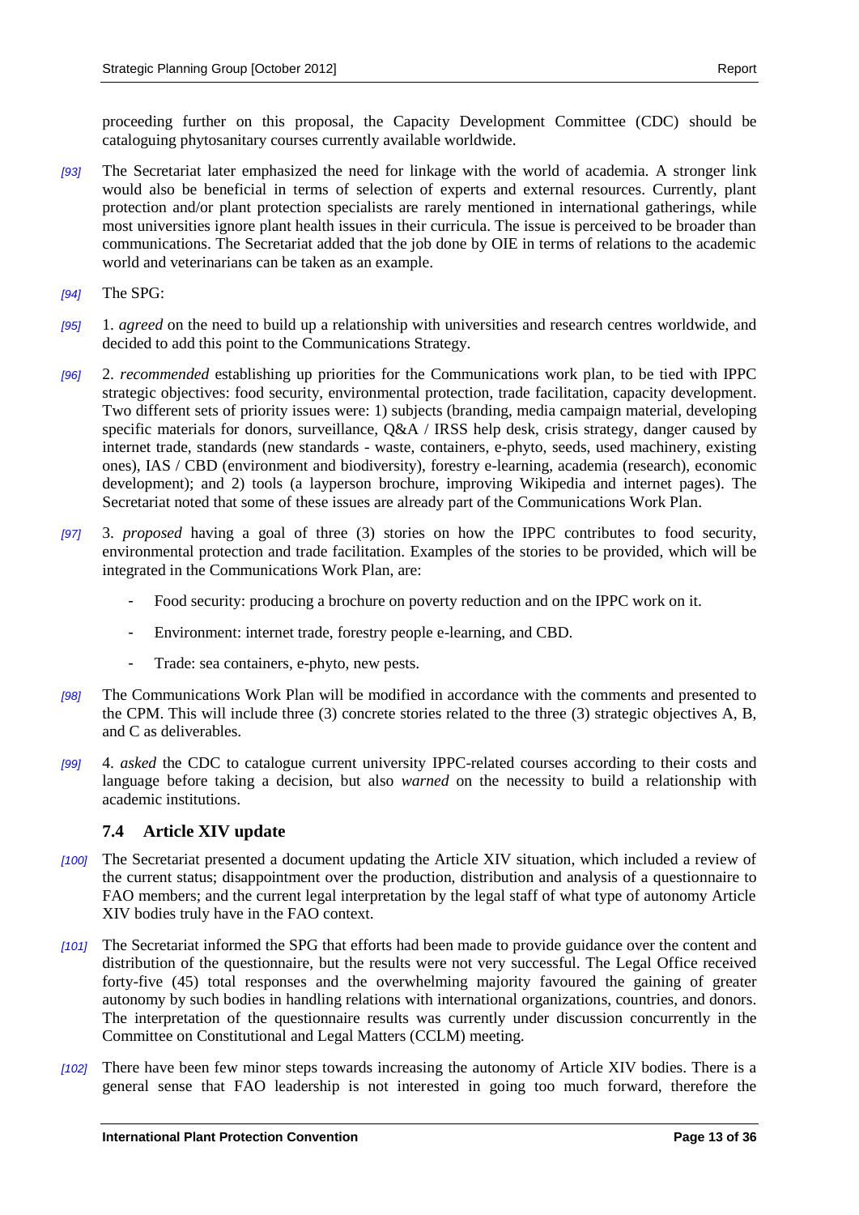proceeding further on this proposal, the Capacity Development Committee (CDC) should be cataloguing phytosanitary courses currently available worldwide.

[93] The Secretariat later emphasized the need for linkage with the world of academia. A stronger link would also be beneficial in terms of selection of experts and external resources. Currently, plant protection and/or plant protection specialists are rarely mentioned in international gatherings, while most universities ignore plant health issues in their curricula. The issue is perceived to be broader than communications. The Secretariat added that the job done by OIE in terms of relations to the academic world and veterinarians can be taken as an example.

[94] The SPG:

[95] 1. *agreed* on the need to build up a relationship with universities and research centres worldwide, and decided to add this point to the Communications Strategy.

[96] 2. *recommended* establishing up priorities for the Communications work plan, to be tied with IPPC strategic objectives: food security, environmental protection, trade facilitation, capacity development. Two different sets of priority issues were: 1) subjects (branding, media campaign material, developing specific materials for donors, surveillance, Q&A / IRSS help desk, crisis strategy, danger caused by internet trade, standards (new standards - waste, containers, e-phyto, seeds, used machinery, existing ones), IAS / CBD (environment and biodiversity), forestry e-learning, academia (research), economic development); and 2) tools (a layperson brochure, improving Wikipedia and internet pages). The Secretariat noted that some of these issues are already part of the Communications Work Plan.

[97] 3. *proposed* having a goal of three (3) stories on how the IPPC contributes to food security, environmental protection and trade facilitation. Examples of the stories to be provided, which will be integrated in the Communications Work Plan, are:

- Food security: producing a brochure on poverty reduction and on the IPPC work on it.
- Environment: internet trade, forestry people e-learning, and CBD.
- Trade: sea containers, e-phyto, new pests.

[98] The Communications Work Plan will be modified in accordance with the comments and presented to the CPM. This will include three (3) concrete stories related to the three (3) strategic objectives A, B, and C as deliverables.

[99] 4. *asked* the CDC to catalogue current university IPPC-related courses according to their costs and language before taking a decision, but also *warned* on the necessity to build a relationship with academic institutions.

### 7.4 Article XIV update

[100] The Secretariat presented a document updating the Article XIV situation, which included a review of the current status; disappointment over the production, distribution and analysis of a questionnaire to FAO members; and the current legal interpretation by the legal staff of what type of autonomy Article XIV bodies truly have in the FAO context.

[101] The Secretariat informed the SPG that efforts had been made to provide guidance over the content and distribution of the questionnaire, but the results were not very successful. The Legal Office received forty-five (45) total responses and the overwhelming majority favoured the gaining of greater autonomy by such bodies in handling relations with international organizations, countries, and donors. The interpretation of the questionnaire results was currently under discussion concurrently in the Committee on Constitutional and Legal Matters (CCLM) meeting.

[102] There have been few minor steps towards increasing the autonomy of Article XIV bodies. There is a general sense that FAO leadership is not interested in going too much forward, therefore the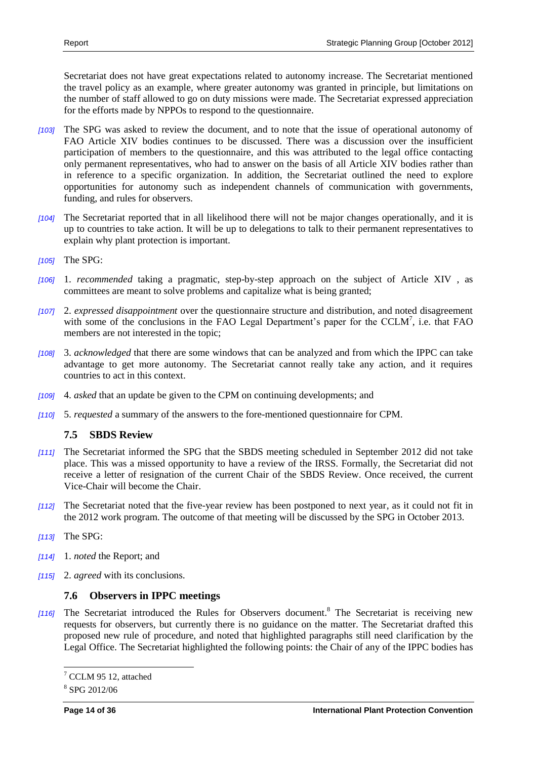Secretariat does not have great expectations related to autonomy increase. The Secretariat mentioned the travel policy as an example, where greater autonomy was granted in principle, but limitations on the number of staff allowed to go on duty missions were made. The Secretariat expressed appreciation for the efforts made by NPPOs to respond to the questionnaire.

*[103]* The SPG was asked to review the document, and to note that the issue of operational autonomy of FAO Article XIV bodies continues to be discussed. There was a discussion over the insufficient participation of members to the questionnaire, and this was attributed to the legal office contacting only permanent representatives, who had to answer on the basis of all Article XIV bodies rather than in reference to a specific organization. In addition, the Secretariat outlined the need to explore opportunities for autonomy such as independent channels of communication with governments, funding, and rules for observers.

*[104]* The Secretariat reported that in all likelihood there will not be major changes operationally, and it is up to countries to take action. It will be up to delegations to talk to their permanent representatives to explain why plant protection is important.

*[105]* The SPG:

*[106]* 1. *recommended* taking a pragmatic, step-by-step approach on the subject of Article XIV , as committees are meant to solve problems and capitalize what is being granted;

*[107]* 2. *expressed disappointment* over the questionnaire structure and distribution, and noted disagreement with some of the conclusions in the FAO Legal Department's paper for the CCLM[7], i.e. that FAO members are not interested in the topic;

*[108]* 3. *acknowledged* that there are some windows that can be analyzed and from which the IPPC can take advantage to get more autonomy. The Secretariat cannot really take any action, and it requires countries to act in this context.

*[109]* 4. *asked* that an update be given to the CPM on continuing developments; and

*[110]* 5. *requested* a summary of the answers to the fore-mentioned questionnaire for CPM.

### 7.5 SBDS Review

*[111]* The Secretariat informed the SPG that the SBDS meeting scheduled in September 2012 did not take place. This was a missed opportunity to have a review of the IRSS. Formally, the Secretariat did not receive a letter of resignation of the current Chair of the SBDS Review. Once received, the current Vice-Chair will become the Chair.

*[112]* The Secretariat noted that the five-year review has been postponed to next year, as it could not fit in the 2012 work program. The outcome of that meeting will be discussed by the SPG in October 2013.

*[113]* The SPG:

*[114]* 1. *noted* the Report; and

*[115]* 2. *agreed* with its conclusions.

### 7.6 Observers in IPPC meetings

*[116]* The Secretariat introduced the Rules for Observers document.[8] The Secretariat is receiving new requests for observers, but currently there is no guidance on the matter. The Secretariat drafted this proposed new rule of procedure, and noted that highlighted paragraphs still need clarification by the Legal Office. The Secretariat highlighted the following points: the Chair of any of the IPPC bodies has

---

[7] CCLM 95 12, attached

[8] SPG 2012/06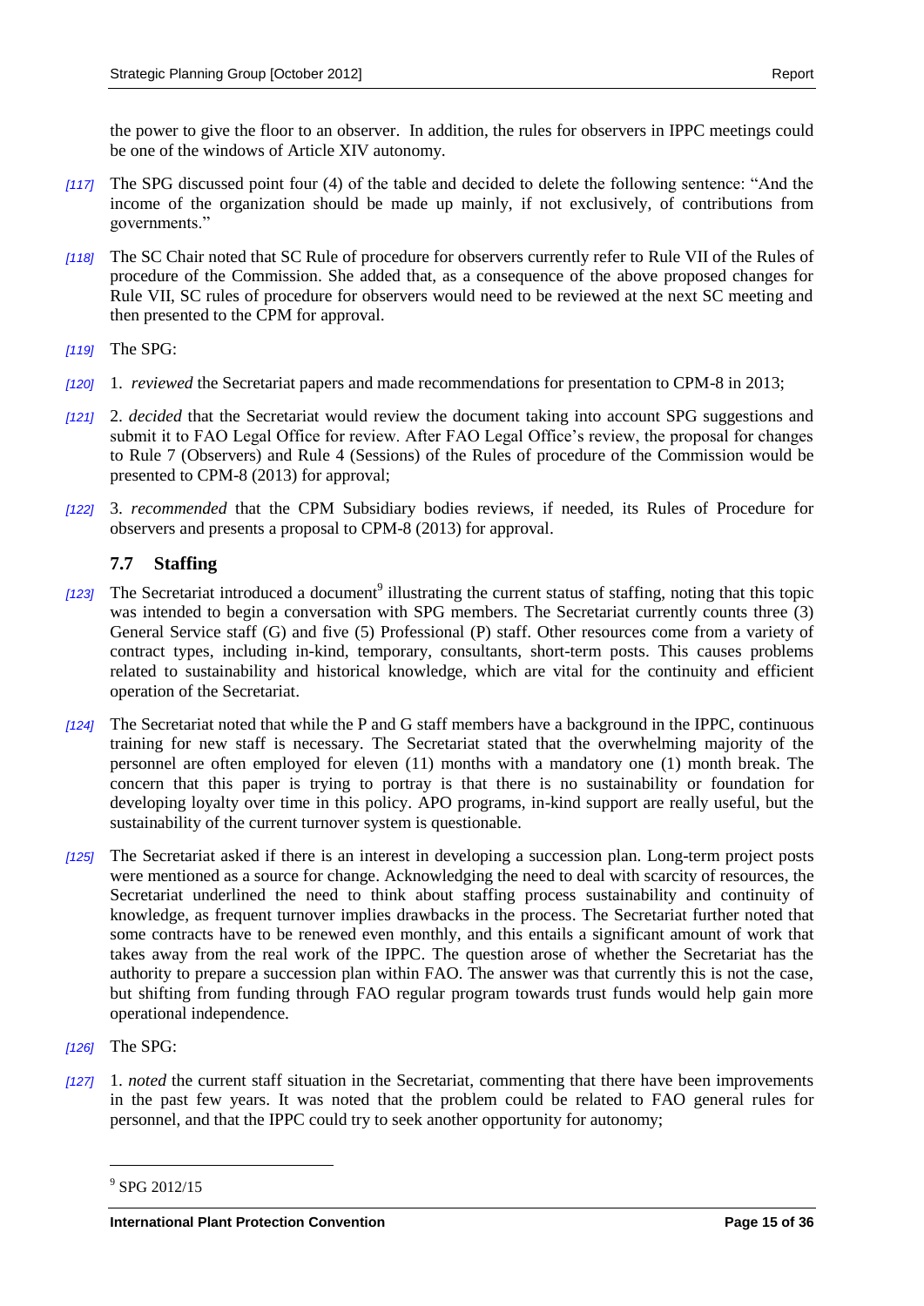the power to give the floor to an observer. In addition, the rules for observers in IPPC meetings could be one of the windows of Article XIV autonomy.

*[117]* The SPG discussed point four (4) of the table and decided to delete the following sentence: "And the income of the organization should be made up mainly, if not exclusively, of contributions from governments."

*[118]* The SC Chair noted that SC Rule of procedure for observers currently refer to Rule VII of the Rules of procedure of the Commission. She added that, as a consequence of the above proposed changes for Rule VII, SC rules of procedure for observers would need to be reviewed at the next SC meeting and then presented to the CPM for approval.

*[119]* The SPG:

*[120]* 1. *reviewed* the Secretariat papers and made recommendations for presentation to CPM-8 in 2013;

*[121]* 2. *decided* that the Secretariat would review the document taking into account SPG suggestions and submit it to FAO Legal Office for review. After FAO Legal Office's review, the proposal for changes to Rule 7 (Observers) and Rule 4 (Sessions) of the Rules of procedure of the Commission would be presented to CPM-8 (2013) for approval;

*[122]* 3. *recommended* that the CPM Subsidiary bodies reviews, if needed, its Rules of Procedure for observers and presents a proposal to CPM-8 (2013) for approval.

### 7.7 Staffing

*[123]* The Secretariat introduced a document[9] illustrating the current status of staffing, noting that this topic was intended to begin a conversation with SPG members. The Secretariat currently counts three (3) General Service staff (G) and five (5) Professional (P) staff. Other resources come from a variety of contract types, including in-kind, temporary, consultants, short-term posts. This causes problems related to sustainability and historical knowledge, which are vital for the continuity and efficient operation of the Secretariat.

*[124]* The Secretariat noted that while the P and G staff members have a background in the IPPC, continuous training for new staff is necessary. The Secretariat stated that the overwhelming majority of the personnel are often employed for eleven (11) months with a mandatory one (1) month break. The concern that this paper is trying to portray is that there is no sustainability or foundation for developing loyalty over time in this policy. APO programs, in-kind support are really useful, but the sustainability of the current turnover system is questionable.

*[125]* The Secretariat asked if there is an interest in developing a succession plan. Long-term project posts were mentioned as a source for change. Acknowledging the need to deal with scarcity of resources, the Secretariat underlined the need to think about staffing process sustainability and continuity of knowledge, as frequent turnover implies drawbacks in the process. The Secretariat further noted that some contracts have to be renewed even monthly, and this entails a significant amount of work that takes away from the real work of the IPPC. The question arose of whether the Secretariat has the authority to prepare a succession plan within FAO. The answer was that currently this is not the case, but shifting from funding through FAO regular program towards trust funds would help gain more operational independence.

*[126]* The SPG:

*[127]* 1. *noted* the current staff situation in the Secretariat, commenting that there have been improvements in the past few years. It was noted that the problem could be related to FAO general rules for personnel, and that the IPPC could try to seek another opportunity for autonomy;

---

[9] SPG 2012/15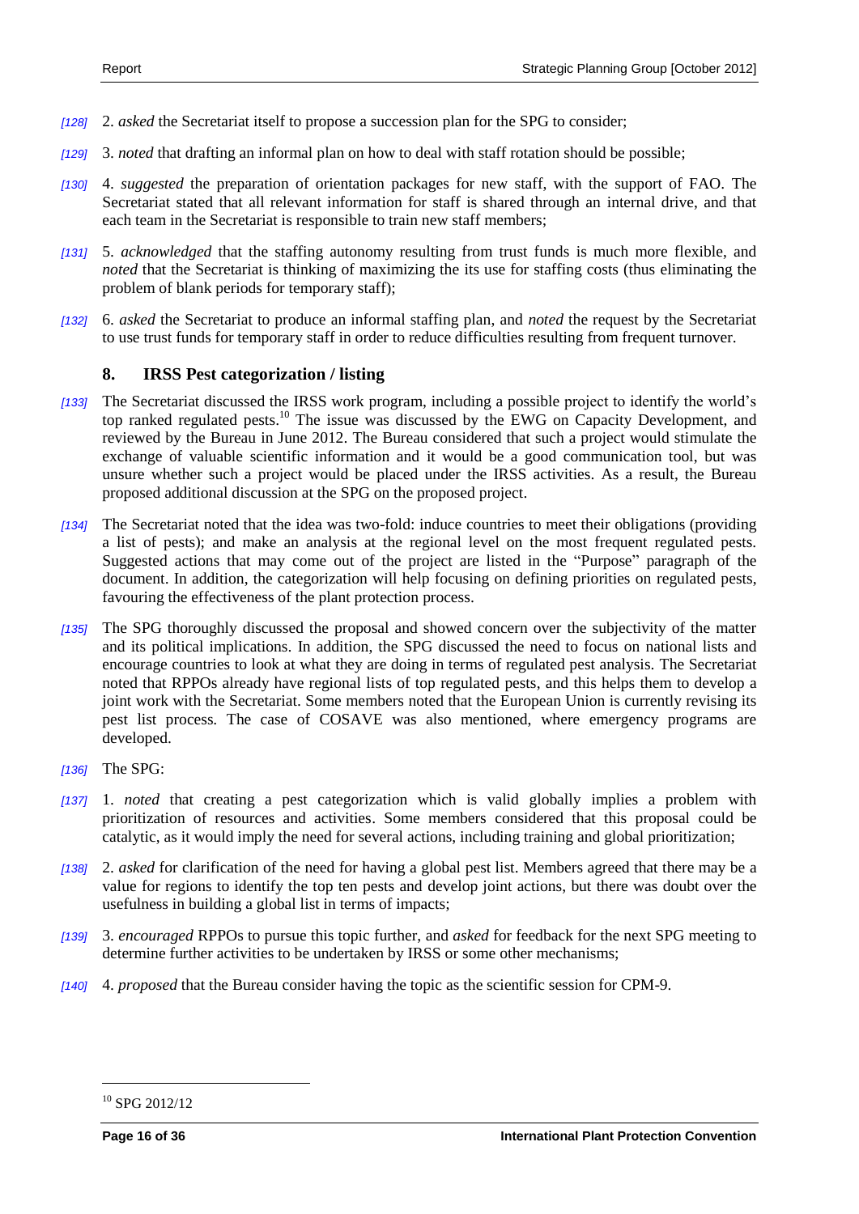*[128]* 2. *asked* the Secretariat itself to propose a succession plan for the SPG to consider;

*[129]* 3. *noted* that drafting an informal plan on how to deal with staff rotation should be possible;

*[130]* 4. *suggested* the preparation of orientation packages for new staff, with the support of FAO. The Secretariat stated that all relevant information for staff is shared through an internal drive, and that each team in the Secretariat is responsible to train new staff members;

*[131]* 5. *acknowledged* that the staffing autonomy resulting from trust funds is much more flexible, and *noted* that the Secretariat is thinking of maximizing the its use for staffing costs (thus eliminating the problem of blank periods for temporary staff);

*[132]* 6. *asked* the Secretariat to produce an informal staffing plan, and *noted* the request by the Secretariat to use trust funds for temporary staff in order to reduce difficulties resulting from frequent turnover.

## 8. IRSS Pest categorization / listing

*[133]* The Secretariat discussed the IRSS work program, including a possible project to identify the world's top ranked regulated pests.[10] The issue was discussed by the EWG on Capacity Development, and reviewed by the Bureau in June 2012. The Bureau considered that such a project would stimulate the exchange of valuable scientific information and it would be a good communication tool, but was unsure whether such a project would be placed under the IRSS activities. As a result, the Bureau proposed additional discussion at the SPG on the proposed project.

*[134]* The Secretariat noted that the idea was two-fold: induce countries to meet their obligations (providing a list of pests); and make an analysis at the regional level on the most frequent regulated pests. Suggested actions that may come out of the project are listed in the "Purpose" paragraph of the document. In addition, the categorization will help focusing on defining priorities on regulated pests, favouring the effectiveness of the plant protection process.

*[135]* The SPG thoroughly discussed the proposal and showed concern over the subjectivity of the matter and its political implications. In addition, the SPG discussed the need to focus on national lists and encourage countries to look at what they are doing in terms of regulated pest analysis. The Secretariat noted that RPPOs already have regional lists of top regulated pests, and this helps them to develop a joint work with the Secretariat. Some members noted that the European Union is currently revising its pest list process. The case of COSAVE was also mentioned, where emergency programs are developed.

*[136]* The SPG:

*[137]* 1. *noted* that creating a pest categorization which is valid globally implies a problem with prioritization of resources and activities. Some members considered that this proposal could be catalytic, as it would imply the need for several actions, including training and global prioritization;

*[138]* 2. *asked* for clarification of the need for having a global pest list. Members agreed that there may be a value for regions to identify the top ten pests and develop joint actions, but there was doubt over the usefulness in building a global list in terms of impacts;

*[139]* 3. *encouraged* RPPOs to pursue this topic further, and *asked* for feedback for the next SPG meeting to determine further activities to be undertaken by IRSS or some other mechanisms;

*[140]* 4. *proposed* that the Bureau consider having the topic as the scientific session for CPM-9.

---

[10] SPG 2012/12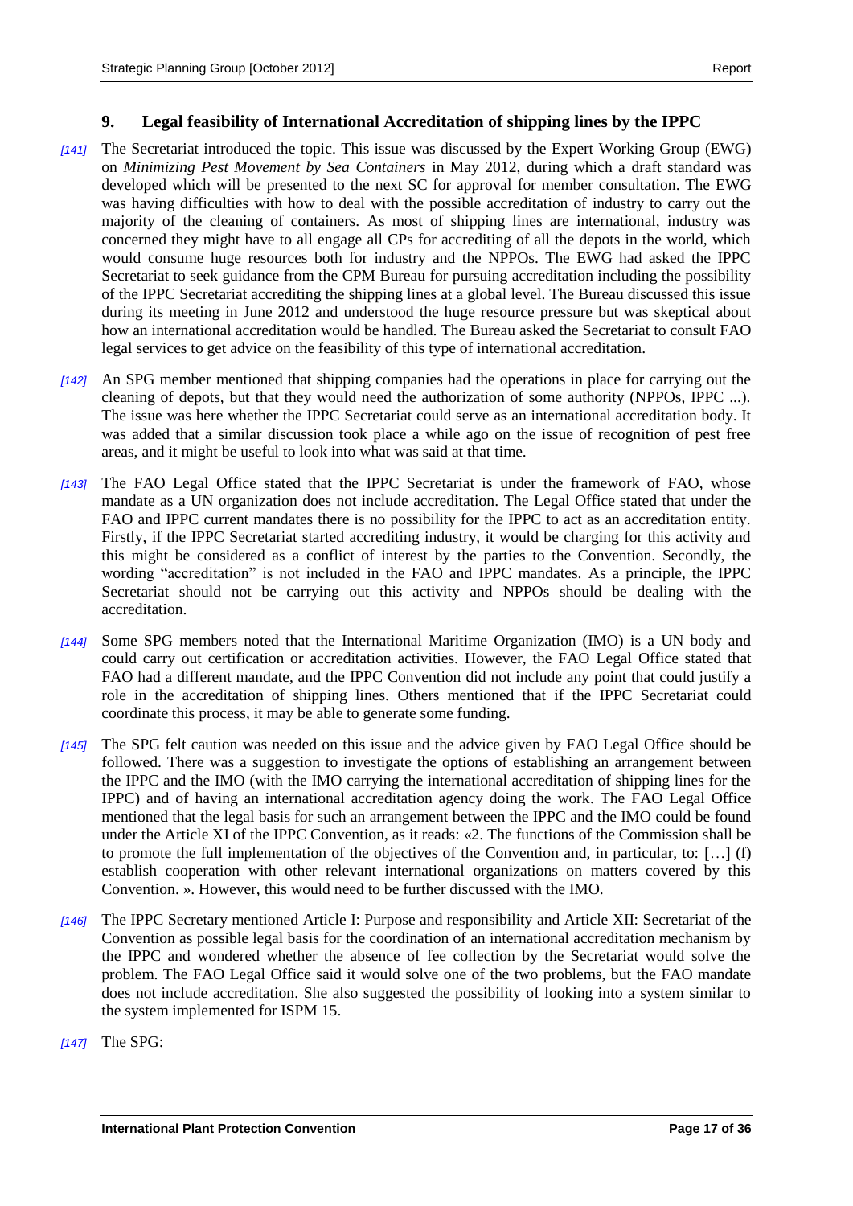## 9. Legal feasibility of International Accreditation of shipping lines by the IPPC

*[141]* The Secretariat introduced the topic. This issue was discussed by the Expert Working Group (EWG) on *Minimizing Pest Movement by Sea Containers* in May 2012, during which a draft standard was developed which will be presented to the next SC for approval for member consultation. The EWG was having difficulties with how to deal with the possible accreditation of industry to carry out the majority of the cleaning of containers. As most of shipping lines are international, industry was concerned they might have to all engage all CPs for accrediting of all the depots in the world, which would consume huge resources both for industry and the NPPOs. The EWG had asked the IPPC Secretariat to seek guidance from the CPM Bureau for pursuing accreditation including the possibility of the IPPC Secretariat accrediting the shipping lines at a global level. The Bureau discussed this issue during its meeting in June 2012 and understood the huge resource pressure but was skeptical about how an international accreditation would be handled. The Bureau asked the Secretariat to consult FAO legal services to get advice on the feasibility of this type of international accreditation.

*[142]* An SPG member mentioned that shipping companies had the operations in place for carrying out the cleaning of depots, but that they would need the authorization of some authority (NPPOs, IPPC ...). The issue was here whether the IPPC Secretariat could serve as an international accreditation body. It was added that a similar discussion took place a while ago on the issue of recognition of pest free areas, and it might be useful to look into what was said at that time.

*[143]* The FAO Legal Office stated that the IPPC Secretariat is under the framework of FAO, whose mandate as a UN organization does not include accreditation. The Legal Office stated that under the FAO and IPPC current mandates there is no possibility for the IPPC to act as an accreditation entity. Firstly, if the IPPC Secretariat started accrediting industry, it would be charging for this activity and this might be considered as a conflict of interest by the parties to the Convention. Secondly, the wording "accreditation" is not included in the FAO and IPPC mandates. As a principle, the IPPC Secretariat should not be carrying out this activity and NPPOs should be dealing with the accreditation.

*[144]* Some SPG members noted that the International Maritime Organization (IMO) is a UN body and could carry out certification or accreditation activities. However, the FAO Legal Office stated that FAO had a different mandate, and the IPPC Convention did not include any point that could justify a role in the accreditation of shipping lines. Others mentioned that if the IPPC Secretariat could coordinate this process, it may be able to generate some funding.

*[145]* The SPG felt caution was needed on this issue and the advice given by FAO Legal Office should be followed. There was a suggestion to investigate the options of establishing an arrangement between the IPPC and the IMO (with the IMO carrying the international accreditation of shipping lines for the IPPC) and of having an international accreditation agency doing the work. The FAO Legal Office mentioned that the legal basis for such an arrangement between the IPPC and the IMO could be found under the Article XI of the IPPC Convention, as it reads: «2. The functions of the Commission shall be to promote the full implementation of the objectives of the Convention and, in particular, to: […] (f) establish cooperation with other relevant international organizations on matters covered by this Convention. ». However, this would need to be further discussed with the IMO.

*[146]* The IPPC Secretary mentioned Article I: Purpose and responsibility and Article XII: Secretariat of the Convention as possible legal basis for the coordination of an international accreditation mechanism by the IPPC and wondered whether the absence of fee collection by the Secretariat would solve the problem. The FAO Legal Office said it would solve one of the two problems, but the FAO mandate does not include accreditation. She also suggested the possibility of looking into a system similar to the system implemented for ISPM 15.

*[147]* The SPG: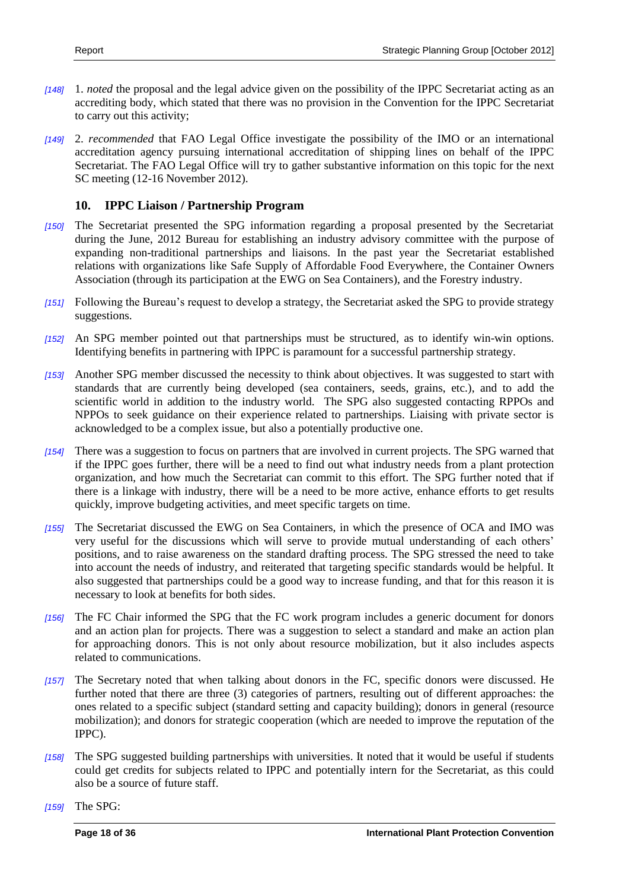[148] 1. *noted* the proposal and the legal advice given on the possibility of the IPPC Secretariat acting as an accrediting body, which stated that there was no provision in the Convention for the IPPC Secretariat to carry out this activity;

[149] 2. *recommended* that FAO Legal Office investigate the possibility of the IMO or an international accreditation agency pursuing international accreditation of shipping lines on behalf of the IPPC Secretariat. The FAO Legal Office will try to gather substantive information on this topic for the next SC meeting (12-16 November 2012).

## 10. IPPC Liaison / Partnership Program

[150] The Secretariat presented the SPG information regarding a proposal presented by the Secretariat during the June, 2012 Bureau for establishing an industry advisory committee with the purpose of expanding non-traditional partnerships and liaisons. In the past year the Secretariat established relations with organizations like Safe Supply of Affordable Food Everywhere, the Container Owners Association (through its participation at the EWG on Sea Containers), and the Forestry industry.

[151] Following the Bureau's request to develop a strategy, the Secretariat asked the SPG to provide strategy suggestions.

[152] An SPG member pointed out that partnerships must be structured, as to identify win-win options. Identifying benefits in partnering with IPPC is paramount for a successful partnership strategy.

[153] Another SPG member discussed the necessity to think about objectives. It was suggested to start with standards that are currently being developed (sea containers, seeds, grains, etc.), and to add the scientific world in addition to the industry world. The SPG also suggested contacting RPPOs and NPPOs to seek guidance on their experience related to partnerships. Liaising with private sector is acknowledged to be a complex issue, but also a potentially productive one.

[154] There was a suggestion to focus on partners that are involved in current projects. The SPG warned that if the IPPC goes further, there will be a need to find out what industry needs from a plant protection organization, and how much the Secretariat can commit to this effort. The SPG further noted that if there is a linkage with industry, there will be a need to be more active, enhance efforts to get results quickly, improve budgeting activities, and meet specific targets on time.

[155] The Secretariat discussed the EWG on Sea Containers, in which the presence of OCA and IMO was very useful for the discussions which will serve to provide mutual understanding of each others' positions, and to raise awareness on the standard drafting process. The SPG stressed the need to take into account the needs of industry, and reiterated that targeting specific standards would be helpful. It also suggested that partnerships could be a good way to increase funding, and that for this reason it is necessary to look at benefits for both sides.

[156] The FC Chair informed the SPG that the FC work program includes a generic document for donors and an action plan for projects. There was a suggestion to select a standard and make an action plan for approaching donors. This is not only about resource mobilization, but it also includes aspects related to communications.

[157] The Secretary noted that when talking about donors in the FC, specific donors were discussed. He further noted that there are three (3) categories of partners, resulting out of different approaches: the ones related to a specific subject (standard setting and capacity building); donors in general (resource mobilization); and donors for strategic cooperation (which are needed to improve the reputation of the IPPC).

[158] The SPG suggested building partnerships with universities. It noted that it would be useful if students could get credits for subjects related to IPPC and potentially intern for the Secretariat, as this could also be a source of future staff.

[159] The SPG: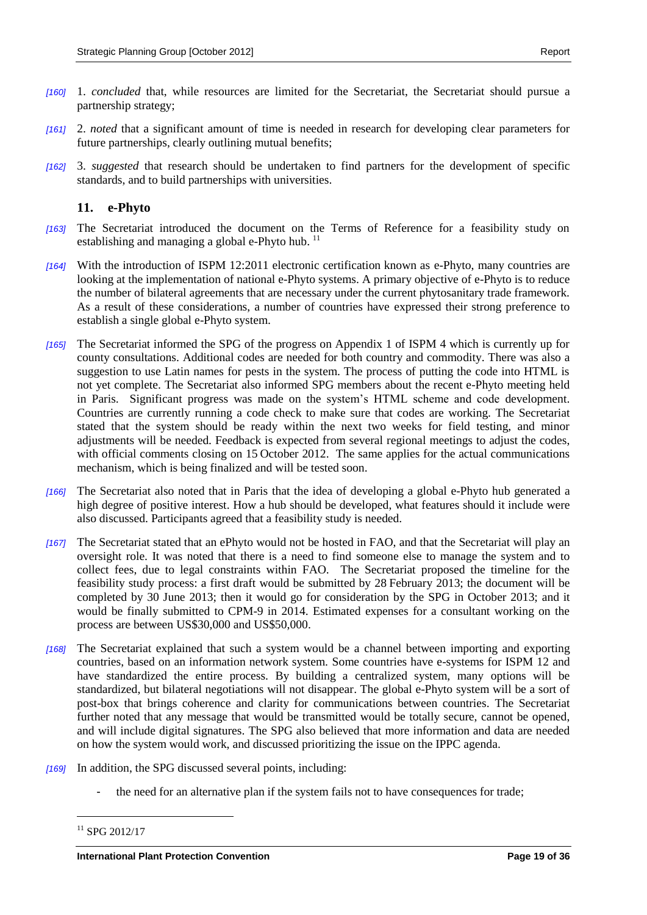[160] 1. *concluded* that, while resources are limited for the Secretariat, the Secretariat should pursue a partnership strategy;

[161] 2. *noted* that a significant amount of time is needed in research for developing clear parameters for future partnerships, clearly outlining mutual benefits;

[162] 3. *suggested* that research should be undertaken to find partners for the development of specific standards, and to build partnerships with universities.

## 11. e-Phyto

[163] The Secretariat introduced the document on the Terms of Reference for a feasibility study on establishing and managing a global e-Phyto hub. [11]

[164] With the introduction of ISPM 12:2011 electronic certification known as e-Phyto, many countries are looking at the implementation of national e-Phyto systems. A primary objective of e-Phyto is to reduce the number of bilateral agreements that are necessary under the current phytosanitary trade framework. As a result of these considerations, a number of countries have expressed their strong preference to establish a single global e-Phyto system.

[165] The Secretariat informed the SPG of the progress on Appendix 1 of ISPM 4 which is currently up for county consultations. Additional codes are needed for both country and commodity. There was also a suggestion to use Latin names for pests in the system. The process of putting the code into HTML is not yet complete. The Secretariat also informed SPG members about the recent e-Phyto meeting held in Paris. Significant progress was made on the system's HTML scheme and code development. Countries are currently running a code check to make sure that codes are working. The Secretariat stated that the system should be ready within the next two weeks for field testing, and minor adjustments will be needed. Feedback is expected from several regional meetings to adjust the codes, with official comments closing on 15 October 2012. The same applies for the actual communications mechanism, which is being finalized and will be tested soon.

[166] The Secretariat also noted that in Paris that the idea of developing a global e-Phyto hub generated a high degree of positive interest. How a hub should be developed, what features should it include were also discussed. Participants agreed that a feasibility study is needed.

[167] The Secretariat stated that an ePhyto would not be hosted in FAO, and that the Secretariat will play an oversight role. It was noted that there is a need to find someone else to manage the system and to collect fees, due to legal constraints within FAO. The Secretariat proposed the timeline for the feasibility study process: a first draft would be submitted by 28 February 2013; the document will be completed by 30 June 2013; then it would go for consideration by the SPG in October 2013; and it would be finally submitted to CPM-9 in 2014. Estimated expenses for a consultant working on the process are between US$30,000 and US$50,000.

[168] The Secretariat explained that such a system would be a channel between importing and exporting countries, based on an information network system. Some countries have e-systems for ISPM 12 and have standardized the entire process. By building a centralized system, many options will be standardized, but bilateral negotiations will not disappear. The global e-Phyto system will be a sort of post-box that brings coherence and clarity for communications between countries. The Secretariat further noted that any message that would be transmitted would be totally secure, cannot be opened, and will include digital signatures. The SPG also believed that more information and data are needed on how the system would work, and discussed prioritizing the issue on the IPPC agenda.

[169] In addition, the SPG discussed several points, including:

- the need for an alternative plan if the system fails not to have consequences for trade;

---

[11] SPG 2012/17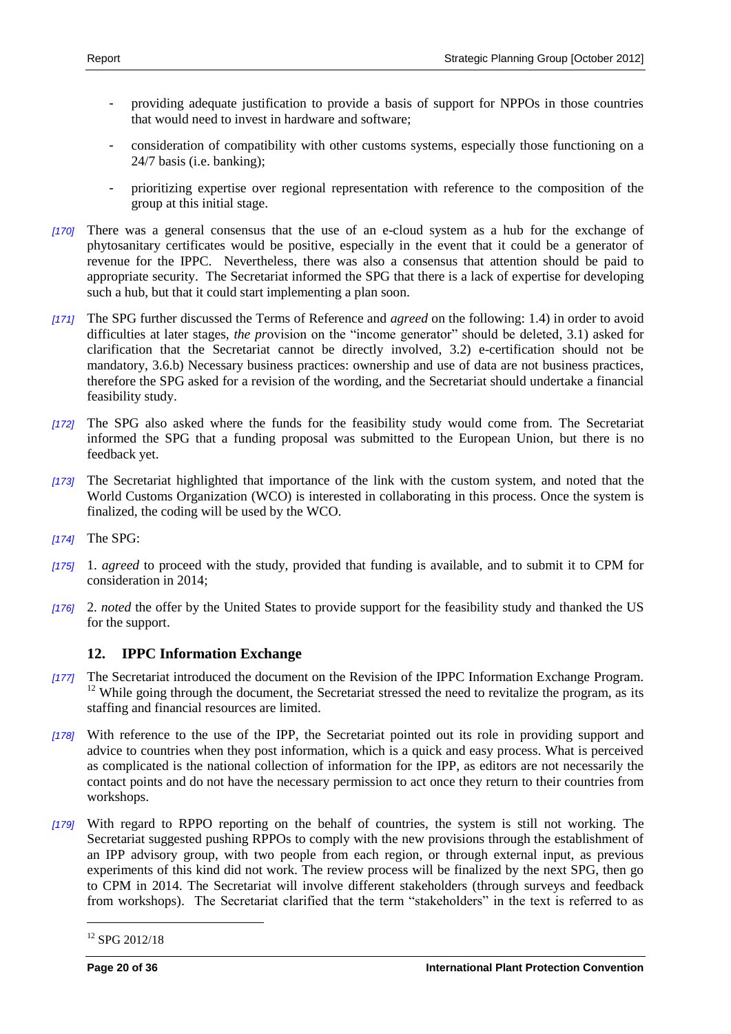- providing adequate justification to provide a basis of support for NPPOs in those countries that would need to invest in hardware and software;
- consideration of compatibility with other customs systems, especially those functioning on a 24/7 basis (i.e. banking);
- prioritizing expertise over regional representation with reference to the composition of the group at this initial stage.

*[170]* There was a general consensus that the use of an e-cloud system as a hub for the exchange of phytosanitary certificates would be positive, especially in the event that it could be a generator of revenue for the IPPC. Nevertheless, there was also a consensus that attention should be paid to appropriate security. The Secretariat informed the SPG that there is a lack of expertise for developing such a hub, but that it could start implementing a plan soon.

*[171]* The SPG further discussed the Terms of Reference and *agreed* on the following: 1.4) in order to avoid difficulties at later stages, *the pr*ovision on the "income generator" should be deleted, 3.1) asked for clarification that the Secretariat cannot be directly involved, 3.2) e-certification should not be mandatory, 3.6.b) Necessary business practices: ownership and use of data are not business practices, therefore the SPG asked for a revision of the wording, and the Secretariat should undertake a financial feasibility study.

*[172]* The SPG also asked where the funds for the feasibility study would come from. The Secretariat informed the SPG that a funding proposal was submitted to the European Union, but there is no feedback yet.

*[173]* The Secretariat highlighted that importance of the link with the custom system, and noted that the World Customs Organization (WCO) is interested in collaborating in this process. Once the system is finalized, the coding will be used by the WCO.

*[174]* The SPG:

*[175]* 1. *agreed* to proceed with the study, provided that funding is available, and to submit it to CPM for consideration in 2014;

*[176]* 2. *noted* the offer by the United States to provide support for the feasibility study and thanked the US for the support.

## 12. IPPC Information Exchange

*[177]* The Secretariat introduced the document on the Revision of the IPPC Information Exchange Program. [12] While going through the document, the Secretariat stressed the need to revitalize the program, as its staffing and financial resources are limited.

*[178]* With reference to the use of the IPP, the Secretariat pointed out its role in providing support and advice to countries when they post information, which is a quick and easy process. What is perceived as complicated is the national collection of information for the IPP, as editors are not necessarily the contact points and do not have the necessary permission to act once they return to their countries from workshops.

*[179]* With regard to RPPO reporting on the behalf of countries, the system is still not working. The Secretariat suggested pushing RPPOs to comply with the new provisions through the establishment of an IPP advisory group, with two people from each region, or through external input, as previous experiments of this kind did not work. The review process will be finalized by the next SPG, then go to CPM in 2014. The Secretariat will involve different stakeholders (through surveys and feedback from workshops). The Secretariat clarified that the term "stakeholders" in the text is referred to as

[12] SPG 2012/18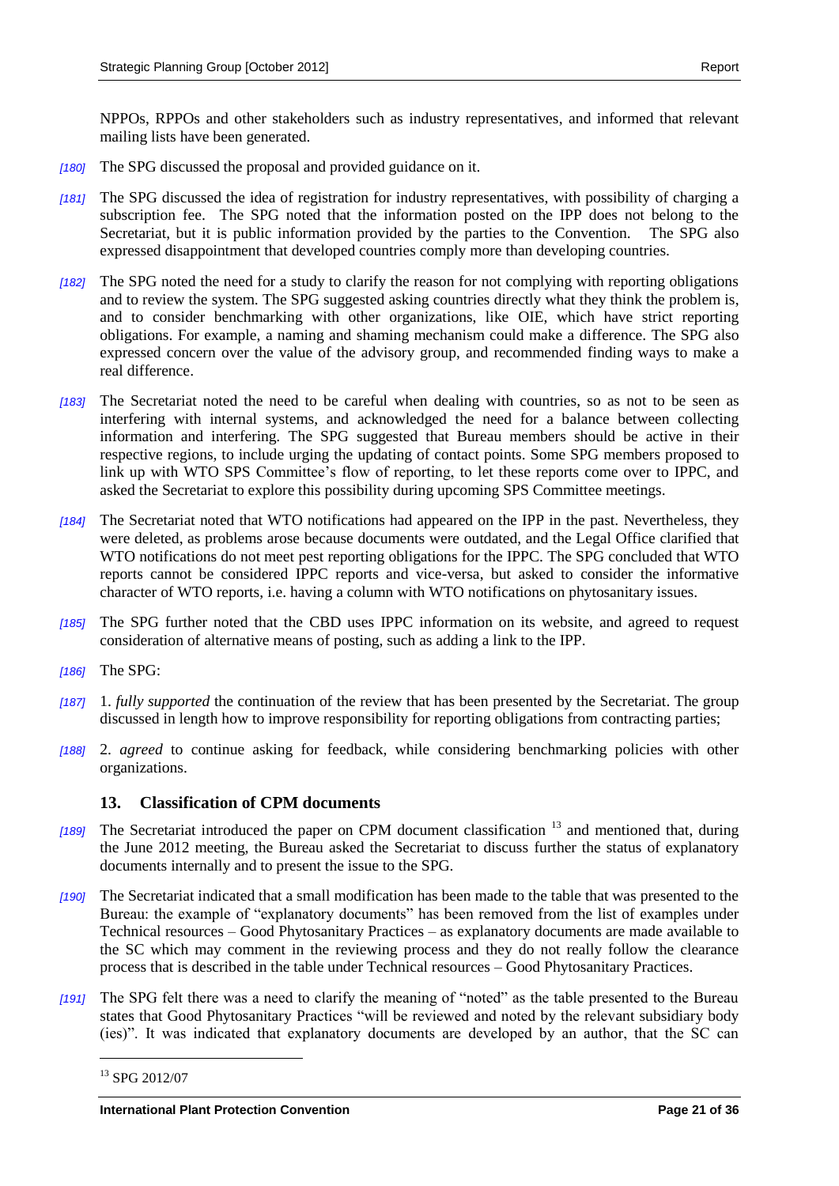NPPOs, RPPOs and other stakeholders such as industry representatives, and informed that relevant mailing lists have been generated.

*[180]* The SPG discussed the proposal and provided guidance on it.

*[181]* The SPG discussed the idea of registration for industry representatives, with possibility of charging a subscription fee. The SPG noted that the information posted on the IPP does not belong to the Secretariat, but it is public information provided by the parties to the Convention. The SPG also expressed disappointment that developed countries comply more than developing countries.

*[182]* The SPG noted the need for a study to clarify the reason for not complying with reporting obligations and to review the system. The SPG suggested asking countries directly what they think the problem is, and to consider benchmarking with other organizations, like OIE, which have strict reporting obligations. For example, a naming and shaming mechanism could make a difference. The SPG also expressed concern over the value of the advisory group, and recommended finding ways to make a real difference.

*[183]* The Secretariat noted the need to be careful when dealing with countries, so as not to be seen as interfering with internal systems, and acknowledged the need for a balance between collecting information and interfering. The SPG suggested that Bureau members should be active in their respective regions, to include urging the updating of contact points. Some SPG members proposed to link up with WTO SPS Committee's flow of reporting, to let these reports come over to IPPC, and asked the Secretariat to explore this possibility during upcoming SPS Committee meetings.

*[184]* The Secretariat noted that WTO notifications had appeared on the IPP in the past. Nevertheless, they were deleted, as problems arose because documents were outdated, and the Legal Office clarified that WTO notifications do not meet pest reporting obligations for the IPPC. The SPG concluded that WTO reports cannot be considered IPPC reports and vice-versa, but asked to consider the informative character of WTO reports, i.e. having a column with WTO notifications on phytosanitary issues.

*[185]* The SPG further noted that the CBD uses IPPC information on its website, and agreed to request consideration of alternative means of posting, such as adding a link to the IPP.

*[186]* The SPG:

*[187]* 1. *fully supported* the continuation of the review that has been presented by the Secretariat. The group discussed in length how to improve responsibility for reporting obligations from contracting parties;

*[188]* 2. *agreed* to continue asking for feedback, while considering benchmarking policies with other organizations.

## 13. Classification of CPM documents

*[189]* The Secretariat introduced the paper on CPM document classification [13] and mentioned that, during the June 2012 meeting, the Bureau asked the Secretariat to discuss further the status of explanatory documents internally and to present the issue to the SPG.

*[190]* The Secretariat indicated that a small modification has been made to the table that was presented to the Bureau: the example of "explanatory documents" has been removed from the list of examples under Technical resources – Good Phytosanitary Practices – as explanatory documents are made available to the SC which may comment in the reviewing process and they do not really follow the clearance process that is described in the table under Technical resources – Good Phytosanitary Practices.

*[191]* The SPG felt there was a need to clarify the meaning of "noted" as the table presented to the Bureau states that Good Phytosanitary Practices "will be reviewed and noted by the relevant subsidiary body (ies)". It was indicated that explanatory documents are developed by an author, that the SC can

---

[13] SPG 2012/07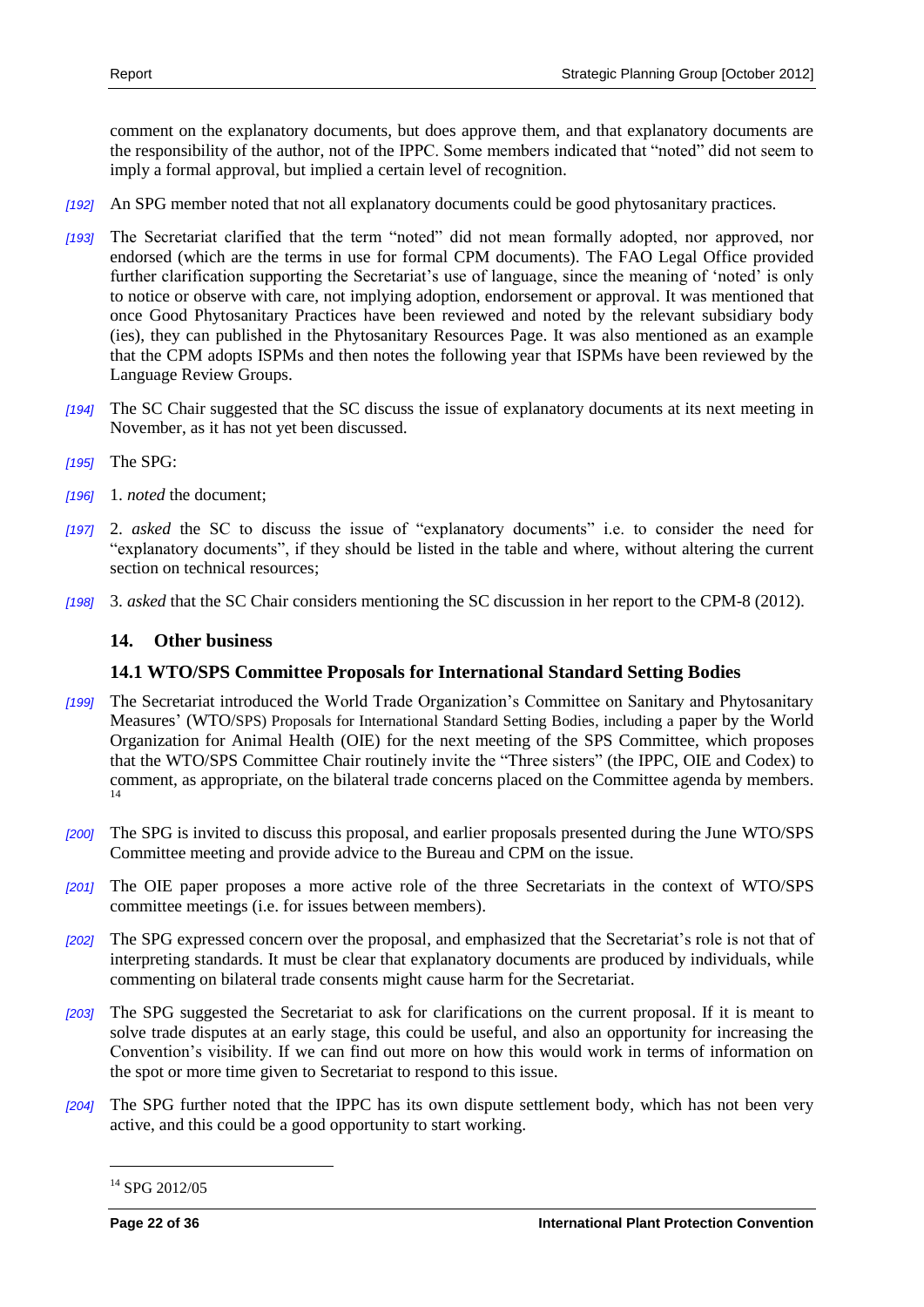comment on the explanatory documents, but does approve them, and that explanatory documents are the responsibility of the author, not of the IPPC. Some members indicated that "noted" did not seem to imply a formal approval, but implied a certain level of recognition.

*[192]* An SPG member noted that not all explanatory documents could be good phytosanitary practices.

*[193]* The Secretariat clarified that the term "noted" did not mean formally adopted, nor approved, nor endorsed (which are the terms in use for formal CPM documents). The FAO Legal Office provided further clarification supporting the Secretariat's use of language, since the meaning of 'noted' is only to notice or observe with care, not implying adoption, endorsement or approval. It was mentioned that once Good Phytosanitary Practices have been reviewed and noted by the relevant subsidiary body (ies), they can published in the Phytosanitary Resources Page. It was also mentioned as an example that the CPM adopts ISPMs and then notes the following year that ISPMs have been reviewed by the Language Review Groups.

*[194]* The SC Chair suggested that the SC discuss the issue of explanatory documents at its next meeting in November, as it has not yet been discussed.

*[195]* The SPG:

*[196]* 1. *noted* the document;

*[197]* 2. *asked* the SC to discuss the issue of "explanatory documents" i.e. to consider the need for "explanatory documents", if they should be listed in the table and where, without altering the current section on technical resources;

*[198]* 3. *asked* that the SC Chair considers mentioning the SC discussion in her report to the CPM-8 (2012).

## 14. Other business

### 14.1 WTO/SPS Committee Proposals for International Standard Setting Bodies

*[199]* The Secretariat introduced the World Trade Organization's Committee on Sanitary and Phytosanitary Measures' (WTO/SPS) Proposals for International Standard Setting Bodies, including a paper by the World Organization for Animal Health (OIE) for the next meeting of the SPS Committee, which proposes that the WTO/SPS Committee Chair routinely invite the "Three sisters" (the IPPC, OIE and Codex) to comment, as appropriate, on the bilateral trade concerns placed on the Committee agenda by members.[14]

*[200]* The SPG is invited to discuss this proposal, and earlier proposals presented during the June WTO/SPS Committee meeting and provide advice to the Bureau and CPM on the issue.

*[201]* The OIE paper proposes a more active role of the three Secretariats in the context of WTO/SPS committee meetings (i.e. for issues between members).

*[202]* The SPG expressed concern over the proposal, and emphasized that the Secretariat's role is not that of interpreting standards. It must be clear that explanatory documents are produced by individuals, while commenting on bilateral trade consents might cause harm for the Secretariat.

*[203]* The SPG suggested the Secretariat to ask for clarifications on the current proposal. If it is meant to solve trade disputes at an early stage, this could be useful, and also an opportunity for increasing the Convention's visibility. If we can find out more on how this would work in terms of information on the spot or more time given to Secretariat to respond to this issue.

*[204]* The SPG further noted that the IPPC has its own dispute settlement body, which has not been very active, and this could be a good opportunity to start working.

---

[14] SPG 2012/05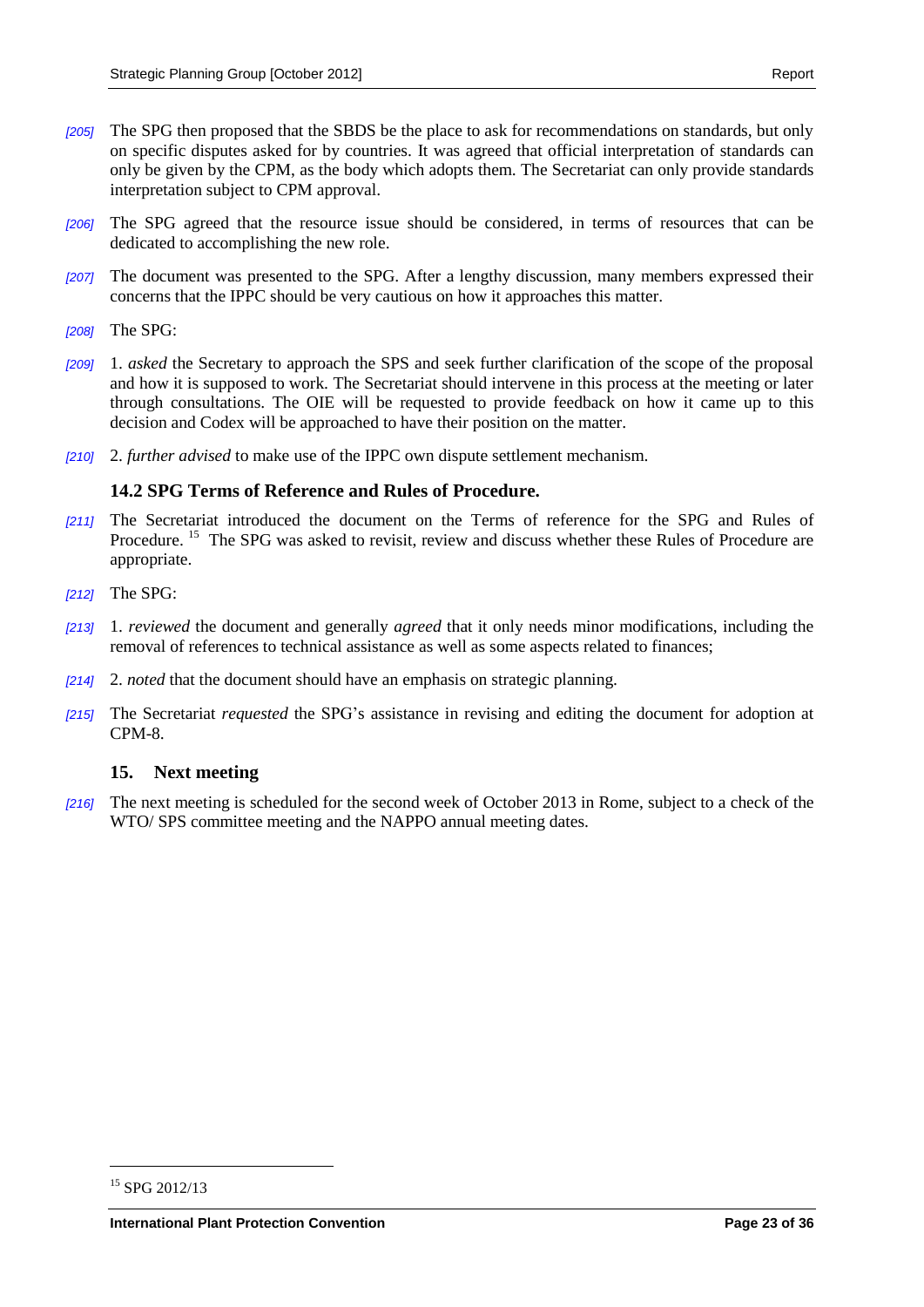*[205]* The SPG then proposed that the SBDS be the place to ask for recommendations on standards, but only on specific disputes asked for by countries. It was agreed that official interpretation of standards can only be given by the CPM, as the body which adopts them. The Secretariat can only provide standards interpretation subject to CPM approval.

*[206]* The SPG agreed that the resource issue should be considered, in terms of resources that can be dedicated to accomplishing the new role.

*[207]* The document was presented to the SPG. After a lengthy discussion, many members expressed their concerns that the IPPC should be very cautious on how it approaches this matter.

*[208]* The SPG:

*[209]* 1. *asked* the Secretary to approach the SPS and seek further clarification of the scope of the proposal and how it is supposed to work. The Secretariat should intervene in this process at the meeting or later through consultations. The OIE will be requested to provide feedback on how it came up to this decision and Codex will be approached to have their position on the matter.

*[210]* 2. *further advised* to make use of the IPPC own dispute settlement mechanism.

### 14.2 SPG Terms of Reference and Rules of Procedure.

*[211]* The Secretariat introduced the document on the Terms of reference for the SPG and Rules of Procedure. [15] The SPG was asked to revisit, review and discuss whether these Rules of Procedure are appropriate.

*[212]* The SPG:

*[213]* 1. *reviewed* the document and generally *agreed* that it only needs minor modifications, including the removal of references to technical assistance as well as some aspects related to finances;

*[214]* 2. *noted* that the document should have an emphasis on strategic planning.

*[215]* The Secretariat *requested* the SPG's assistance in revising and editing the document for adoption at CPM-8.

## 15. Next meeting

*[216]* The next meeting is scheduled for the second week of October 2013 in Rome, subject to a check of the WTO/ SPS committee meeting and the NAPPO annual meeting dates.

---

[15] SPG 2012/13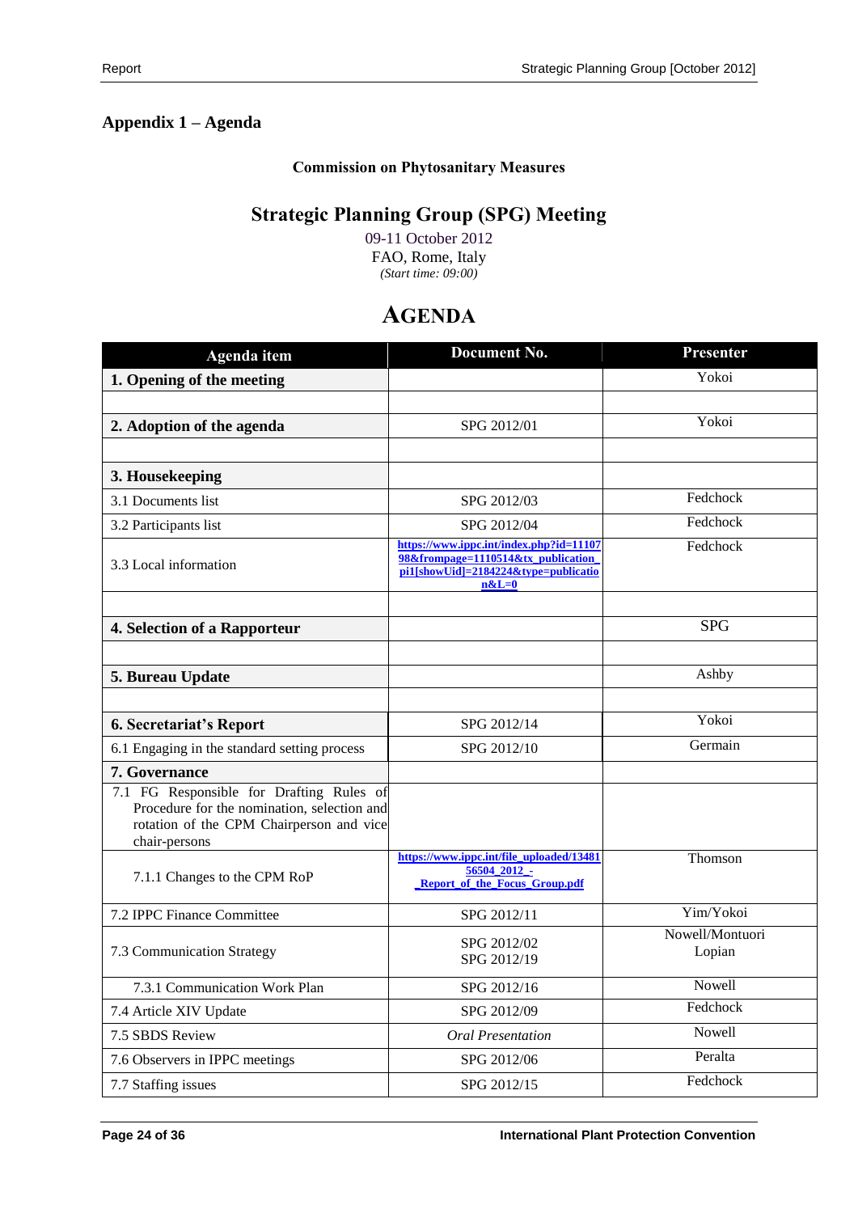## Appendix 1 – Agenda

**Commission on Phytosanitary Measures**

### Strategic Planning Group (SPG) Meeting

09-11 October 2012
FAO, Rome, Italy
*(Start time: 09:00)*

# AGENDA

| Agenda item | Document No. | Presenter |
|---|---|---|
| **1. Opening of the meeting** | | Yokoi |
| | | |
| **2. Adoption of the agenda** | SPG 2012/01 | Yokoi |
| | | |
| **3. Housekeeping** | | |
| 3.1 Documents list | SPG 2012/03 | Fedchock |
| 3.2 Participants list | SPG 2012/04 | Fedchock |
| 3.3 Local information | https://www.ippc.int/index.php?id=1110798&frompage=1110514&tx_publication_pi1[showUid]=2184224&type=publication&L=0 | Fedchock |
| | | |
| **4. Selection of a Rapporteur** | | SPG |
| | | |
| **5. Bureau Update** | | Ashby |
| | | |
| **6. Secretariat's Report** | SPG 2012/14 | Yokoi |
| 6.1 Engaging in the standard setting process | SPG 2012/10 | Germain |
| **7. Governance** | | |
| 7.1 FG Responsible for Drafting Rules of Procedure for the nomination, selection and rotation of the CPM Chairperson and vice chair-persons | | |
| 7.1.1 Changes to the CPM RoP | https://www.ippc.int/file_uploaded/1348156504_2012_-_Report_of_the_Focus_Group.pdf | Thomson |
| 7.2 IPPC Finance Committee | SPG 2012/11 | Yim/Yokoi |
| 7.3 Communication Strategy | SPG 2012/02<br>SPG 2012/19 | Nowell/Montuori<br>Lopian |
| 7.3.1 Communication Work Plan | SPG 2012/16 | Nowell |
| 7.4 Article XIV Update | SPG 2012/09 | Fedchock |
| 7.5 SBDS Review | *Oral Presentation* | Nowell |
| 7.6 Observers in IPPC meetings | SPG 2012/06 | Peralta |
| 7.7 Staffing issues | SPG 2012/15 | Fedchock |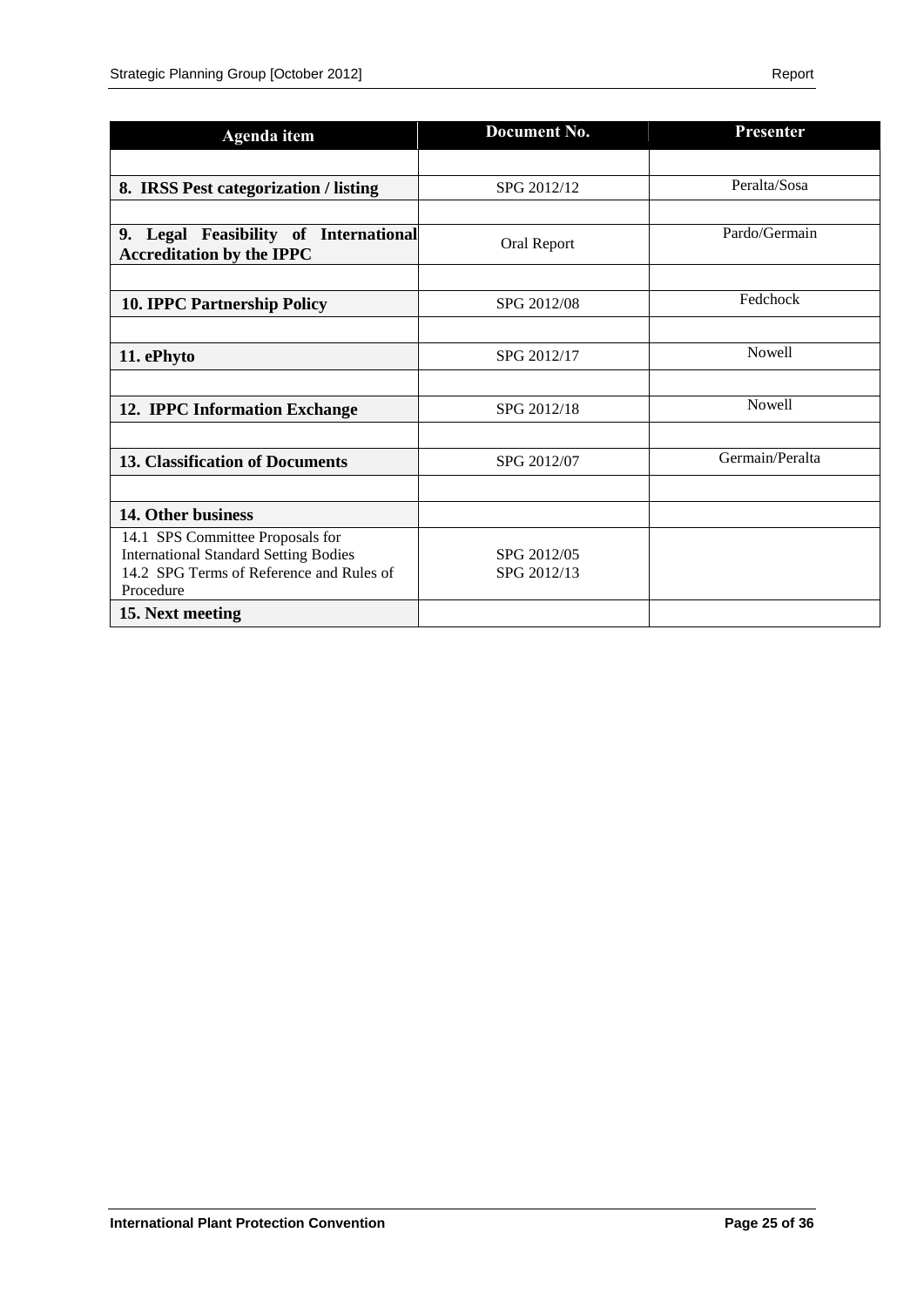| Agenda item | Document No. | Presenter |
|---|---|---|
| | | |
| **8. IRSS Pest categorization / listing** | SPG 2012/12 | Peralta/Sosa |
| | | |
| **9. Legal Feasibility of International Accreditation by the IPPC** | Oral Report | Pardo/Germain |
| | | |
| **10. IPPC Partnership Policy** | SPG 2012/08 | Fedchock |
| | | |
| **11. ePhyto** | SPG 2012/17 | Nowell |
| | | |
| **12. IPPC Information Exchange** | SPG 2012/18 | Nowell |
| | | |
| **13. Classification of Documents** | SPG 2012/07 | Germain/Peralta |
| | | |
| **14. Other business** | | |
| 14.1 SPS Committee Proposals for International Standard Setting Bodies<br>14.2 SPG Terms of Reference and Rules of Procedure | SPG 2012/05<br>SPG 2012/13 | |
| **15. Next meeting** | | |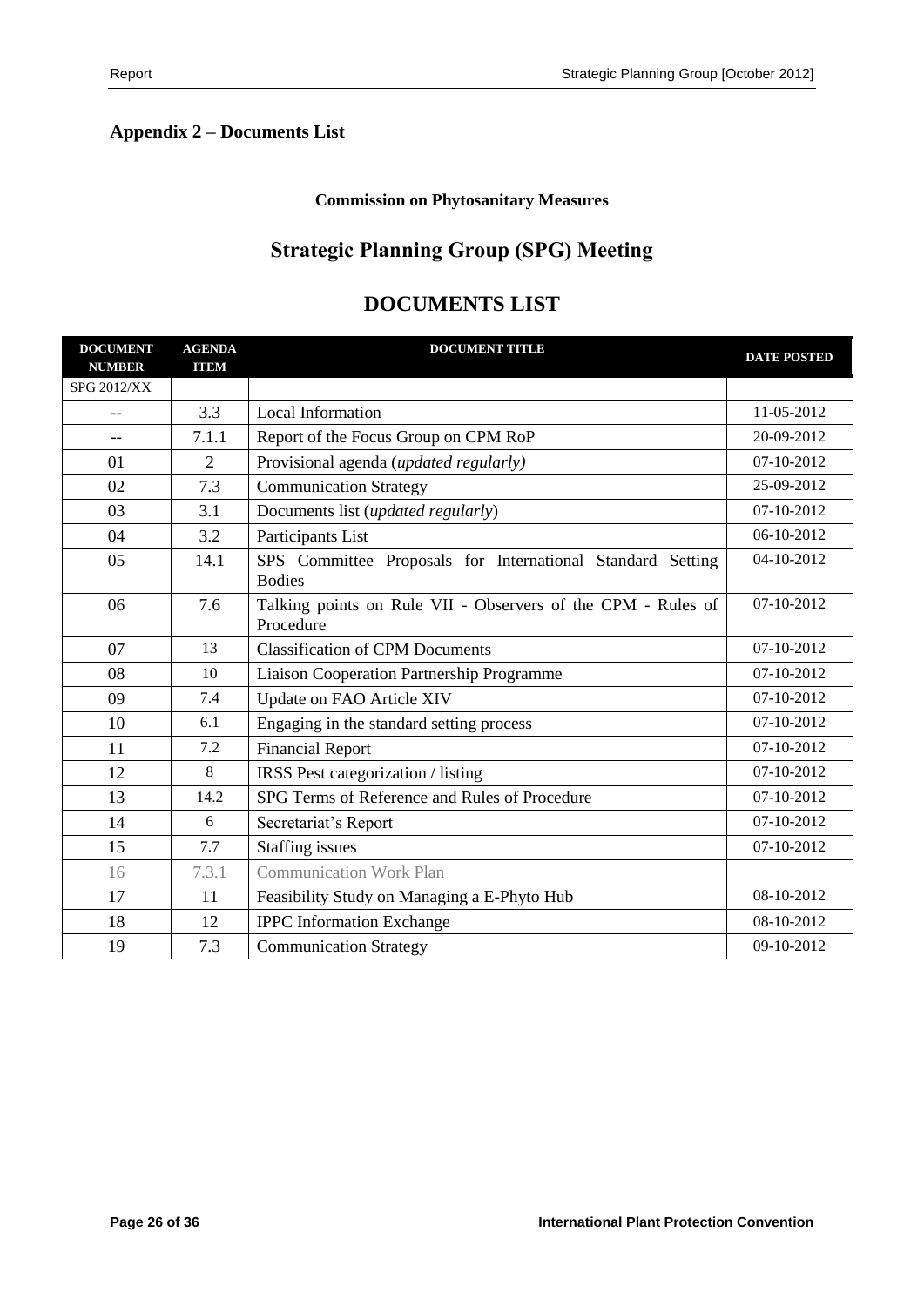## Appendix 2 – Documents List

**Commission on Phytosanitary Measures**

# Strategic Planning Group (SPG) Meeting

# DOCUMENTS LIST

| DOCUMENT NUMBER | AGENDA ITEM | DOCUMENT TITLE | DATE POSTED |
|---|---|---|---|
| SPG 2012/XX | | | |
| -- | 3.3 | Local Information | 11-05-2012 |
| -- | 7.1.1 | Report of the Focus Group on CPM RoP | 20-09-2012 |
| 01 | 2 | Provisional agenda (*updated regularly)* | 07-10-2012 |
| 02 | 7.3 | Communication Strategy | 25-09-2012 |
| 03 | 3.1 | Documents list (*updated regularly*) | 07-10-2012 |
| 04 | 3.2 | Participants List | 06-10-2012 |
| 05 | 14.1 | SPS Committee Proposals for International Standard Setting Bodies | 04-10-2012 |
| 06 | 7.6 | Talking points on Rule VII - Observers of the CPM - Rules of Procedure | 07-10-2012 |
| 07 | 13 | Classification of CPM Documents | 07-10-2012 |
| 08 | 10 | Liaison Cooperation Partnership Programme | 07-10-2012 |
| 09 | 7.4 | Update on FAO Article XIV | 07-10-2012 |
| 10 | 6.1 | Engaging in the standard setting process | 07-10-2012 |
| 11 | 7.2 | Financial Report | 07-10-2012 |
| 12 | 8 | IRSS Pest categorization / listing | 07-10-2012 |
| 13 | 14.2 | SPG Terms of Reference and Rules of Procedure | 07-10-2012 |
| 14 | 6 | Secretariat's Report | 07-10-2012 |
| 15 | 7.7 | Staffing issues | 07-10-2012 |
| 16 | 7.3.1 | Communication Work Plan | |
| 17 | 11 | Feasibility Study on Managing a E-Phyto Hub | 08-10-2012 |
| 18 | 12 | IPPC Information Exchange | 08-10-2012 |
| 19 | 7.3 | Communication Strategy | 09-10-2012 |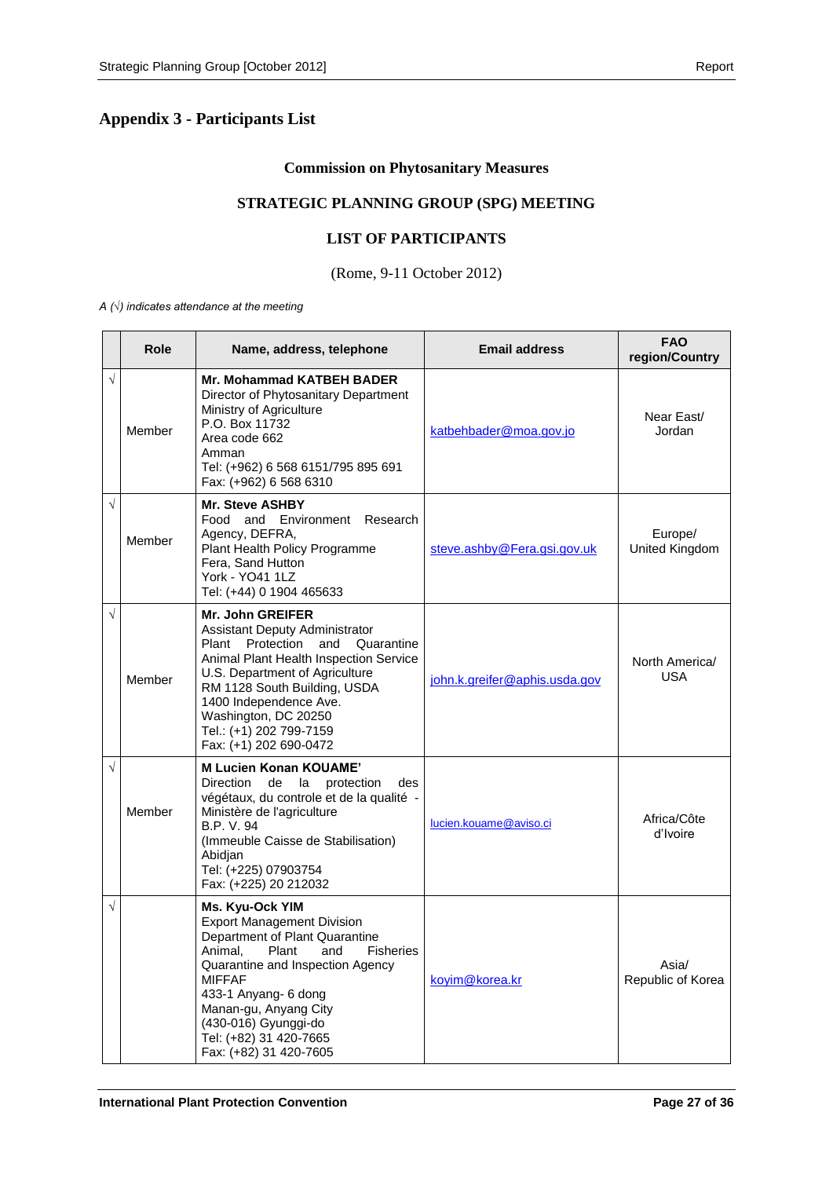## Appendix 3 - Participants List

**Commission on Phytosanitary Measures**

**STRATEGIC PLANNING GROUP (SPG) MEETING**

**LIST OF PARTICIPANTS**

(Rome, 9-11 October 2012)

*A (√) indicates attendance at the meeting*

| | Role | Name, address, telephone | Email address | FAO region/Country |
|---|---|---|---|---|
| √ | Member | **Mr. Mohammad KATBEH BADER**<br>Director of Phytosanitary Department<br>Ministry of Agriculture<br>P.O. Box 11732<br>Area code 662<br>Amman<br>Tel: (+962) 6 568 6151/795 895 691<br>Fax: (+962) 6 568 6310 | katbehbader@moa.gov.jo | Near East/ Jordan |
| √ | Member | **Mr. Steve ASHBY**<br>Food and Environment Research Agency, DEFRA,<br>Plant Health Policy Programme<br>Fera, Sand Hutton<br>York - YO41 1LZ<br>Tel: (+44) 0 1904 465633 | steve.ashby@Fera.gsi.gov.uk | Europe/ United Kingdom |
| √ | Member | **Mr. John GREIFER**<br>Assistant Deputy Administrator<br>Plant Protection and Quarantine<br>Animal Plant Health Inspection Service<br>U.S. Department of Agriculture<br>RM 1128 South Building, USDA<br>1400 Independence Ave.<br>Washington, DC 20250<br>Tel.: (+1) 202 799-7159<br>Fax: (+1) 202 690-0472 | john.k.greifer@aphis.usda.gov | North America/ USA |
| √ | Member | **M Lucien Konan KOUAME'**<br>Direction de la protection des végétaux, du controle et de la qualité - Ministère de l'agriculture<br>B.P. V. 94<br>(Immeuble Caisse de Stabilisation)<br>Abidjan<br>Tel: (+225) 07903754<br>Fax: (+225) 20 212032 | lucien.kouame@aviso.ci | Africa/Côte d'Ivoire |
| √ | | **Ms. Kyu-Ock YIM**<br>Export Management Division<br>Department of Plant Quarantine<br>Animal, Plant and Fisheries Quarantine and Inspection Agency<br>MIFFAF<br>433-1 Anyang- 6 dong<br>Manan-gu, Anyang City<br>(430-016) Gyunggi-do<br>Tel: (+82) 31 420-7665<br>Fax: (+82) 31 420-7605 | koyim@korea.kr | Asia/ Republic of Korea |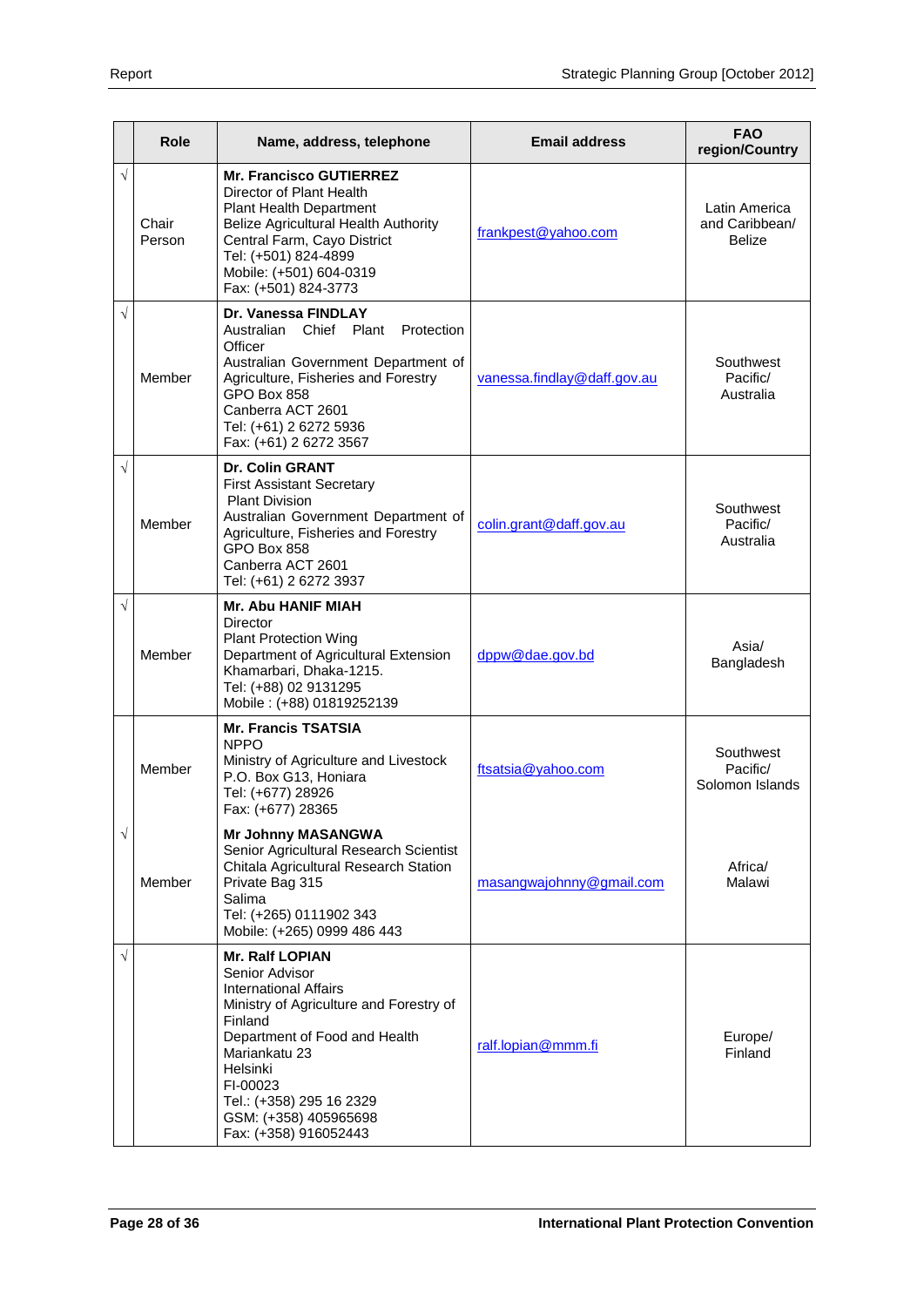| | Role | Name, address, telephone | Email address | FAO region/Country |
|---|---|---|---|---|
| √ | Chair Person | **Mr. Francisco GUTIERREZ**<br>Director of Plant Health<br>Plant Health Department<br>Belize Agricultural Health Authority<br>Central Farm, Cayo District<br>Tel: (+501) 824-4899<br>Mobile: (+501) 604-0319<br>Fax: (+501) 824-3773 | frankpest@yahoo.com | Latin America and Caribbean/ Belize |
| √ | Member | **Dr. Vanessa FINDLAY**<br>Australian Chief Plant Protection Officer<br>Australian Government Department of Agriculture, Fisheries and Forestry<br>GPO Box 858<br>Canberra ACT 2601<br>Tel: (+61) 2 6272 5936<br>Fax: (+61) 2 6272 3567 | vanessa.findlay@daff.gov.au | Southwest Pacific/ Australia |
| √ | Member | **Dr. Colin GRANT**<br>First Assistant Secretary<br>Plant Division<br>Australian Government Department of Agriculture, Fisheries and Forestry<br>GPO Box 858<br>Canberra ACT 2601<br>Tel: (+61) 2 6272 3937 | colin.grant@daff.gov.au | Southwest Pacific/ Australia |
| √ | Member | **Mr. Abu HANIF MIAH**<br>Director<br>Plant Protection Wing<br>Department of Agricultural Extension<br>Khamarbari, Dhaka-1215.<br>Tel: (+88) 02 9131295<br>Mobile : (+88) 01819252139 | dppw@dae.gov.bd | Asia/ Bangladesh |
| | Member | **Mr. Francis TSATSIA**<br>NPPO<br>Ministry of Agriculture and Livestock<br>P.O. Box G13, Honiara<br>Tel: (+677) 28926<br>Fax: (+677) 28365 | ftsatsia@yahoo.com | Southwest Pacific/ Solomon Islands |
| √ | Member | **Mr Johnny MASANGWA**<br>Senior Agricultural Research Scientist<br>Chitala Agricultural Research Station<br>Private Bag 315<br>Salima<br>Tel: (+265) 0111902 343<br>Mobile: (+265) 0999 486 443 | masangwajohnny@gmail.com | Africa/ Malawi |
| √ | | **Mr. Ralf LOPIAN**<br>Senior Advisor<br>International Affairs<br>Ministry of Agriculture and Forestry of Finland<br>Department of Food and Health<br>Mariankatu 23<br>Helsinki<br>FI-00023<br>Tel.: (+358) 295 16 2329<br>GSM: (+358) 405965698<br>Fax: (+358) 916052443 | ralf.lopian@mmm.fi | Europe/ Finland |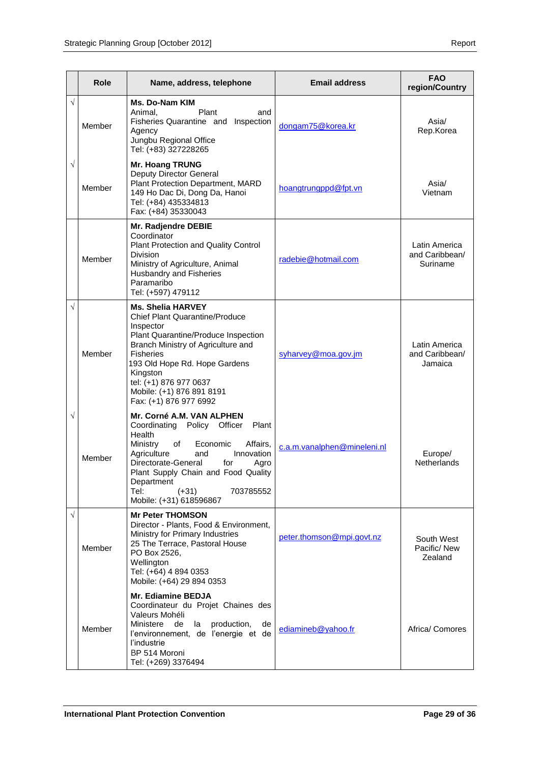| | Role | Name, address, telephone | Email address | FAO region/Country |
|---|---|---|---|---|
| √ | Member | **Ms. Do-Nam KIM**<br>Animal, Plant and Fisheries Quarantine and Inspection Agency<br>Jungbu Regional Office<br>Tel: (+83) 327228265 | dongam75@korea.kr | Asia/ Rep.Korea |
| √ | Member | **Mr. Hoang TRUNG**<br>Deputy Director General<br>Plant Protection Department, MARD<br>149 Ho Dac Di, Dong Da, Hanoi<br>Tel: (+84) 435334813<br>Fax: (+84) 35330043 | hoangtrungppd@fpt.vn | Asia/ Vietnam |
| | Member | **Mr. Radjendre DEBIE**<br>Coordinator<br>Plant Protection and Quality Control Division<br>Ministry of Agriculture, Animal Husbandry and Fisheries<br>Paramaribo<br>Tel: (+597) 479112 | radebie@hotmail.com | Latin America and Caribbean/ Suriname |
| √ | Member | **Ms. Shelia HARVEY**<br>Chief Plant Quarantine/Produce Inspector<br>Plant Quarantine/Produce Inspection Branch Ministry of Agriculture and Fisheries<br>193 Old Hope Rd. Hope Gardens Kingston<br>tel: (+1) 876 977 0637<br>Mobile: (+1) 876 891 8191<br>Fax: (+1) 876 977 6992 | syharvey@moa.gov.jm | Latin America and Caribbean/ Jamaica |
| √ | Member | **Mr. Corné A.M. VAN ALPHEN**<br>Coordinating Policy Officer Plant Health<br>Ministry of Economic Affairs, Agriculture and Innovation Directorate-General for Agro Plant Supply Chain and Food Quality Department<br>Tel: (+31) 703785552<br>Mobile: (+31) 618596867 | c.a.m.vanalphen@mineleni.nl | Europe/ Netherlands |
| √ | Member | **Mr Peter THOMSON**<br>Director - Plants, Food & Environment, Ministry for Primary Industries<br>25 The Terrace, Pastoral House<br>PO Box 2526,<br>Wellington<br>Tel: (+64) 4 894 0353<br>Mobile: (+64) 29 894 0353 | peter.thomson@mpi.govt.nz | South West Pacific/ New Zealand |
| | Member | **Mr. Ediamine BEDJA**<br>Coordinateur du Projet Chaines des Valeurs Mohéli<br>Ministere de la production, de l'environnement, de l'energie et de l'industrie<br>BP 514 Moroni<br>Tel: (+269) 3376494 | ediamineb@yahoo.fr | Africa/ Comores |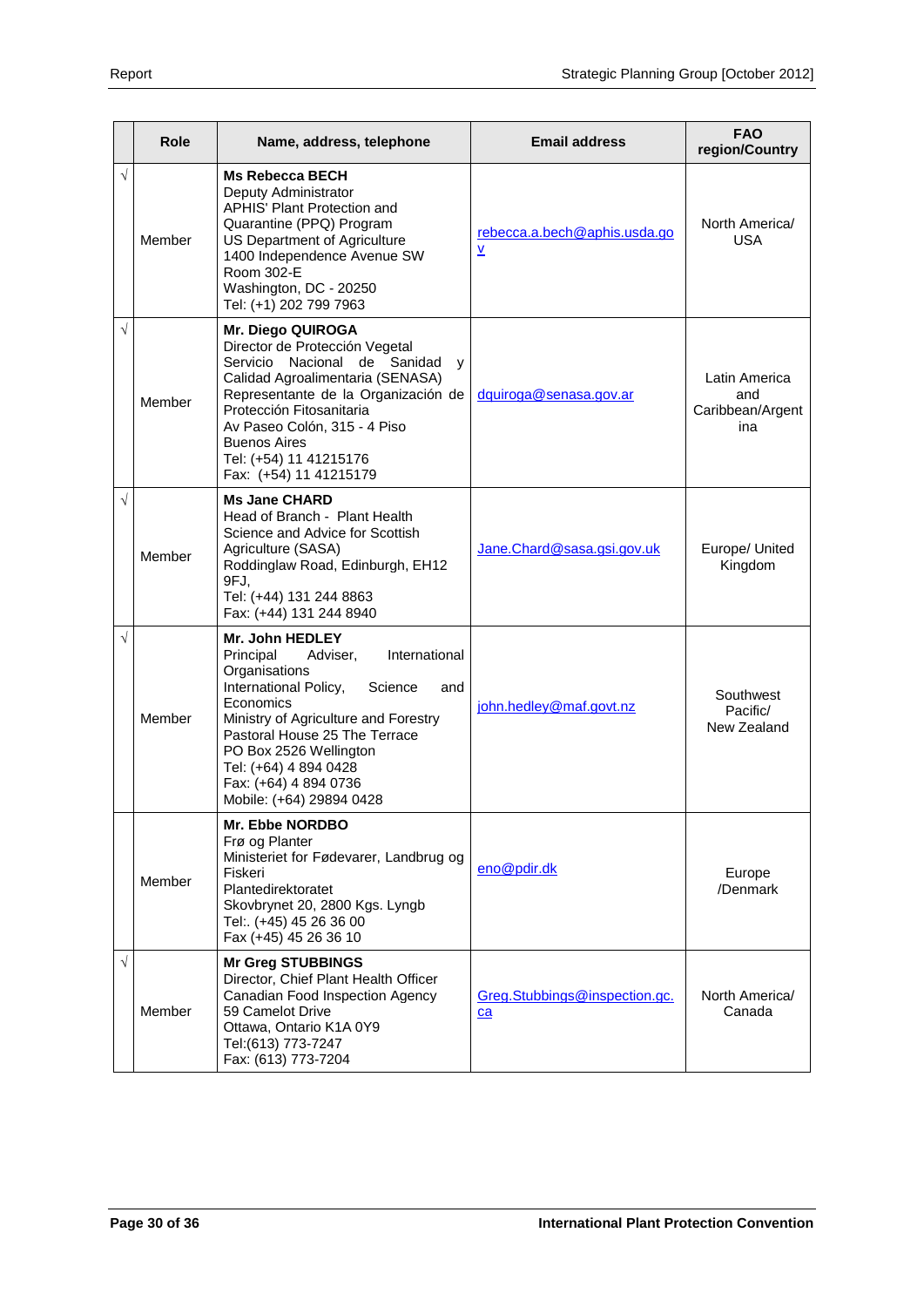| | Role | Name, address, telephone | Email address | FAO region/Country |
|---|---|---|---|---|
| √ | Member | **Ms Rebecca BECH**<br>Deputy Administrator<br>APHIS' Plant Protection and Quarantine (PPQ) Program<br>US Department of Agriculture<br>1400 Independence Avenue SW<br>Room 302-E<br>Washington, DC - 20250<br>Tel: (+1) 202 799 7963 | rebecca.a.bech@aphis.usda.gov | North America/ USA |
| √ | Member | **Mr. Diego QUIROGA**<br>Director de Protección Vegetal<br>Servicio Nacional de Sanidad y Calidad Agroalimentaria (SENASA)<br>Representante de la Organización de Protección Fitosanitaria<br>Av Paseo Colón, 315 - 4 Piso<br>Buenos Aires<br>Tel: (+54) 11 41215176<br>Fax: (+54) 11 41215179 | dquiroga@senasa.gov.ar | Latin America and Caribbean/Argentina |
| √ | Member | **Ms Jane CHARD**<br>Head of Branch - Plant Health<br>Science and Advice for Scottish Agriculture (SASA)<br>Roddinglaw Road, Edinburgh, EH12 9FJ,<br>Tel: (+44) 131 244 8863<br>Fax: (+44) 131 244 8940 | Jane.Chard@sasa.gsi.gov.uk | Europe/ United Kingdom |
| √ | Member | **Mr. John HEDLEY**<br>Principal Adviser, International Organisations<br>International Policy, Science and Economics<br>Ministry of Agriculture and Forestry<br>Pastoral House 25 The Terrace<br>PO Box 2526 Wellington<br>Tel: (+64) 4 894 0428<br>Fax: (+64) 4 894 0736<br>Mobile: (+64) 29894 0428 | john.hedley@maf.govt.nz | Southwest Pacific/ New Zealand |
| | Member | **Mr. Ebbe NORDBO**<br>Frø og Planter<br>Ministeriet for Fødevarer, Landbrug og Fiskeri<br>Plantedirektoratet<br>Skovbrynet 20, 2800 Kgs. Lyngb<br>Tel:. (+45) 45 26 36 00<br>Fax (+45) 45 26 36 10 | eno@pdir.dk | Europe /Denmark |
| √ | Member | **Mr Greg STUBBINGS**<br>Director, Chief Plant Health Officer<br>Canadian Food Inspection Agency<br>59 Camelot Drive<br>Ottawa, Ontario K1A 0Y9<br>Tel:(613) 773-7247<br>Fax: (613) 773-7204 | Greg.Stubbings@inspection.gc.ca | North America/ Canada |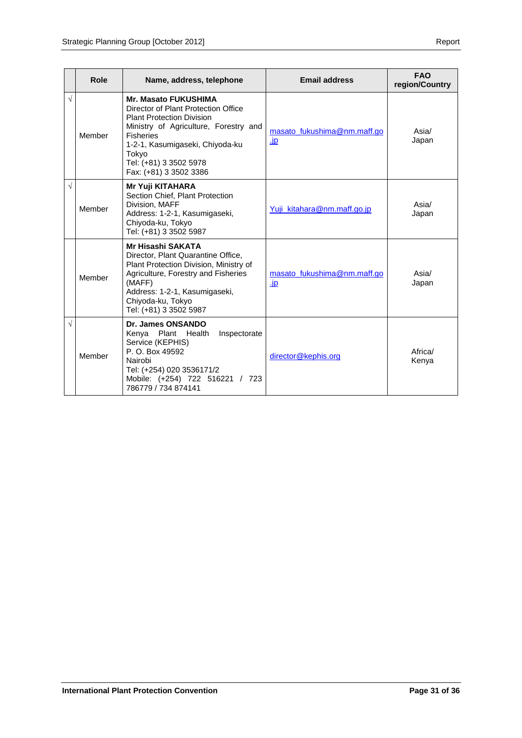| | Role | Name, address, telephone | Email address | FAO region/Country |
|---|---|---|---|---|
| √ | Member | **Mr. Masato FUKUSHIMA**<br>Director of Plant Protection Office<br>Plant Protection Division<br>Ministry of Agriculture, Forestry and Fisheries<br>1-2-1, Kasumigaseki, Chiyoda-ku<br>Tokyo<br>Tel: (+81) 3 3502 5978<br>Fax: (+81) 3 3502 3386 | masato_fukushima@nm.maff.go.jp | Asia/<br>Japan |
| √ | Member | **Mr Yuji KITAHARA**<br>Section Chief, Plant Protection Division, MAFF<br>Address: 1-2-1, Kasumigaseki, Chiyoda-ku, Tokyo<br>Tel: (+81) 3 3502 5987 | Yuji_kitahara@nm.maff.go.jp | Asia/<br>Japan |
| | Member | **Mr Hisashi SAKATA**<br>Director, Plant Quarantine Office, Plant Protection Division, Ministry of Agriculture, Forestry and Fisheries (MAFF)<br>Address: 1-2-1, Kasumigaseki, Chiyoda-ku, Tokyo<br>Tel: (+81) 3 3502 5987 | masato_fukushima@nm.maff.go.jp | Asia/<br>Japan |
| √ | Member | **Dr. James ONSANDO**<br>Kenya Plant Health Inspectorate Service (KEPHIS)<br>P. O. Box 49592<br>Nairobi<br>Tel: (+254) 020 3536171/2<br>Mobile: (+254) 722 516221 / 723 786779 / 734 874141 | director@kephis.org | Africa/<br>Kenya |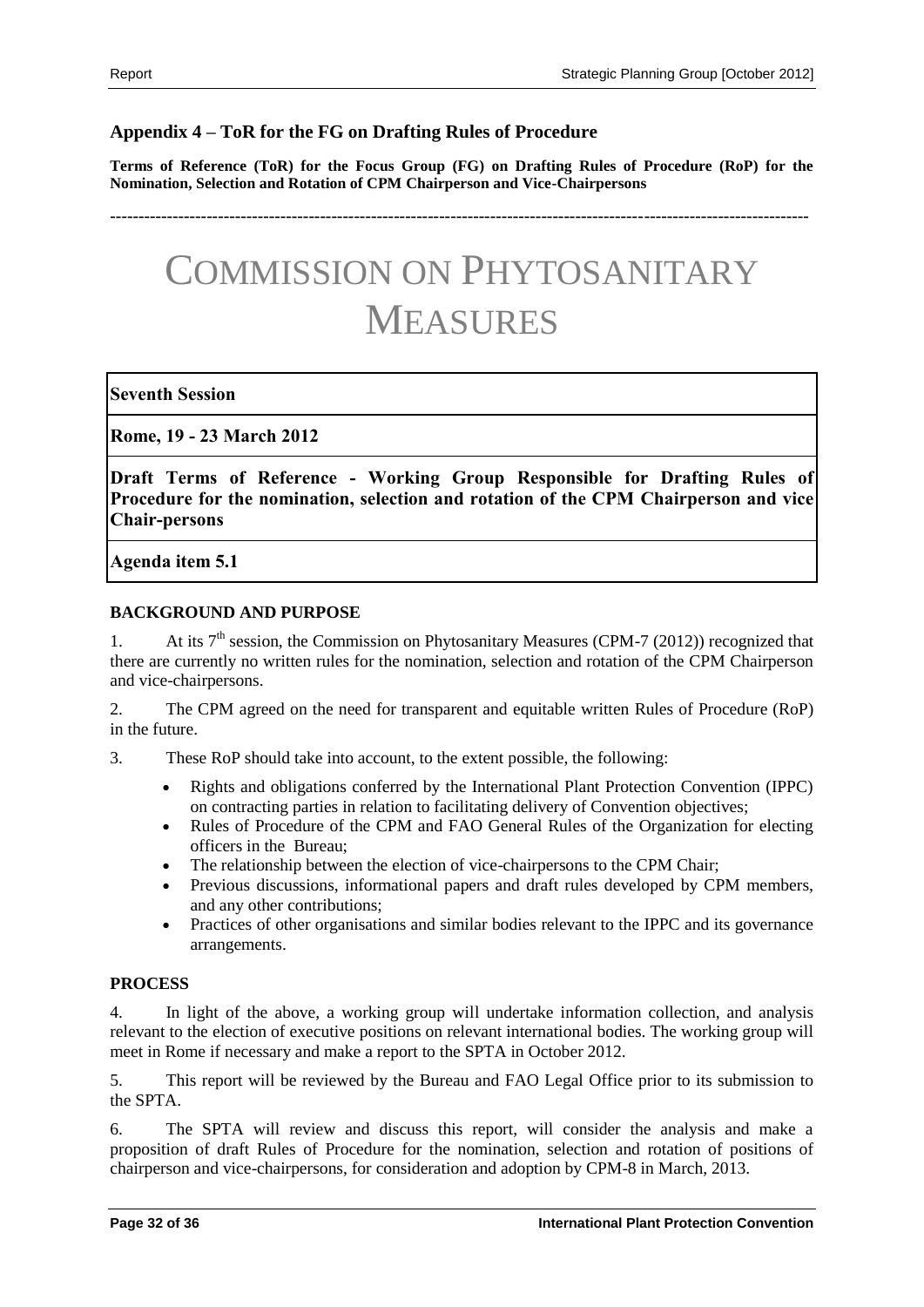## Appendix 4 – ToR for the FG on Drafting Rules of Procedure

**Terms of Reference (ToR) for the Focus Group (FG) on Drafting Rules of Procedure (RoP) for the Nomination, Selection and Rotation of CPM Chairperson and Vice-Chairpersons**

---

# COMMISSION ON PHYTOSANITARY MEASURES

| **Seventh Session** |
|---|
| **Rome, 19 - 23 March 2012** |
| **Draft Terms of Reference - Working Group Responsible for Drafting Rules of Procedure for the nomination, selection and rotation of the CPM Chairperson and vice Chair-persons** |
| **Agenda item 5.1** |

### BACKGROUND AND PURPOSE

1. At its 7th session, the Commission on Phytosanitary Measures (CPM-7 (2012)) recognized that there are currently no written rules for the nomination, selection and rotation of the CPM Chairperson and vice-chairpersons.

2. The CPM agreed on the need for transparent and equitable written Rules of Procedure (RoP) in the future.

3. These RoP should take into account, to the extent possible, the following:

- Rights and obligations conferred by the International Plant Protection Convention (IPPC) on contracting parties in relation to facilitating delivery of Convention objectives;
- Rules of Procedure of the CPM and FAO General Rules of the Organization for electing officers in the Bureau;
- The relationship between the election of vice-chairpersons to the CPM Chair;
- Previous discussions, informational papers and draft rules developed by CPM members, and any other contributions;
- Practices of other organisations and similar bodies relevant to the IPPC and its governance arrangements.

### PROCESS

4. In light of the above, a working group will undertake information collection, and analysis relevant to the election of executive positions on relevant international bodies. The working group will meet in Rome if necessary and make a report to the SPTA in October 2012.

5. This report will be reviewed by the Bureau and FAO Legal Office prior to its submission to the SPTA.

6. The SPTA will review and discuss this report, will consider the analysis and make a proposition of draft Rules of Procedure for the nomination, selection and rotation of positions of chairperson and vice-chairpersons, for consideration and adoption by CPM-8 in March, 2013.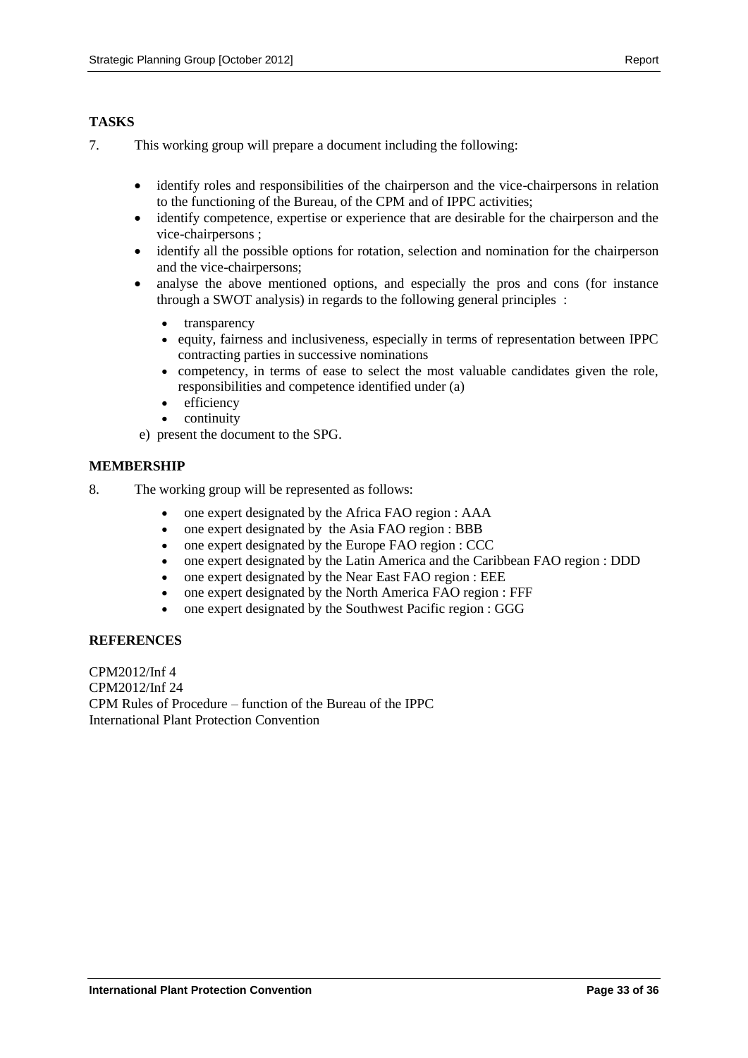**TASKS**

7. This working group will prepare a document including the following:

- identify roles and responsibilities of the chairperson and the vice-chairpersons in relation to the functioning of the Bureau, of the CPM and of IPPC activities;
- identify competence, expertise or experience that are desirable for the chairperson and the vice-chairpersons ;
- identify all the possible options for rotation, selection and nomination for the chairperson and the vice-chairpersons;
- analyse the above mentioned options, and especially the pros and cons (for instance through a SWOT analysis) in regards to the following general principles :
  - transparency
  - equity, fairness and inclusiveness, especially in terms of representation between IPPC contracting parties in successive nominations
  - competency, in terms of ease to select the most valuable candidates given the role, responsibilities and competence identified under (a)
  - efficiency
  - continuity

e) present the document to the SPG.

**MEMBERSHIP**

8. The working group will be represented as follows:

- one expert designated by the Africa FAO region : AAA
- one expert designated by the Asia FAO region : BBB
- one expert designated by the Europe FAO region : CCC
- one expert designated by the Latin America and the Caribbean FAO region : DDD
- one expert designated by the Near East FAO region : EEE
- one expert designated by the North America FAO region : FFF
- one expert designated by the Southwest Pacific region : GGG

**REFERENCES**

CPM2012/Inf 4
CPM2012/Inf 24
CPM Rules of Procedure – function of the Bureau of the IPPC
International Plant Protection Convention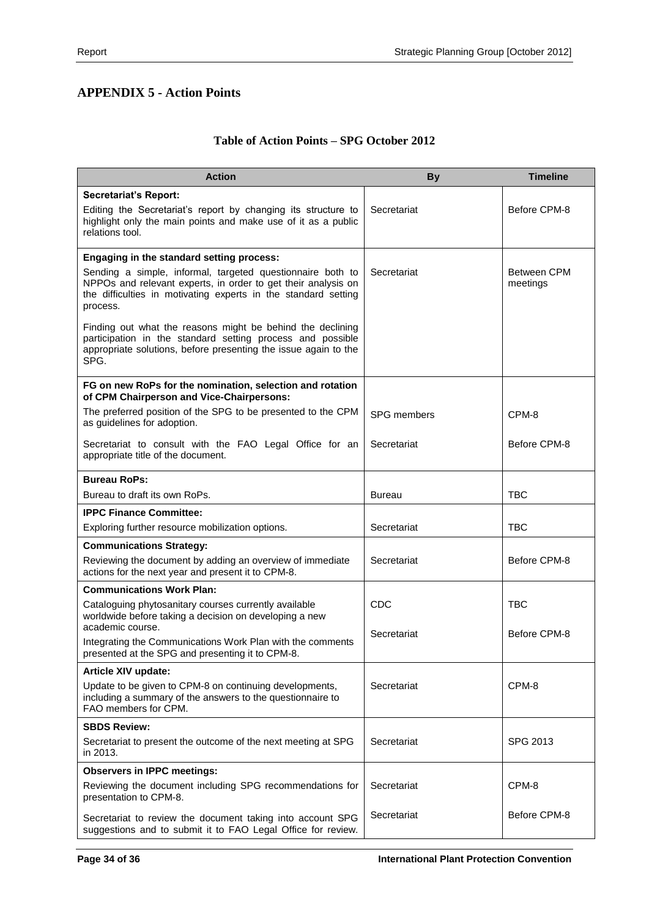## APPENDIX 5 - Action Points

### Table of Action Points – SPG October 2012

| Action | By | Timeline |
|---|---|---|
| **Secretariat's Report:** Editing the Secretariat's report by changing its structure to highlight only the main points and make use of it as a public relations tool. | Secretariat | Before CPM-8 |
| **Engaging in the standard setting process:** Sending a simple, informal, targeted questionnaire both to NPPOs and relevant experts, in order to get their analysis on the difficulties in motivating experts in the standard setting process. Finding out what the reasons might be behind the declining participation in the standard setting process and possible appropriate solutions, before presenting the issue again to the SPG. | Secretariat | Between CPM meetings |
| **FG on new RoPs for the nomination, selection and rotation of CPM Chairperson and Vice-Chairpersons:** | | |
| The preferred position of the SPG to be presented to the CPM as guidelines for adoption. | SPG members | CPM-8 |
| Secretariat to consult with the FAO Legal Office for an appropriate title of the document. | Secretariat | Before CPM-8 |
| **Bureau RoPs:** Bureau to draft its own RoPs. | Bureau | TBC |
| **IPPC Finance Committee:** Exploring further resource mobilization options. | Secretariat | TBC |
| **Communications Strategy:** Reviewing the document by adding an overview of immediate actions for the next year and present it to CPM-8. | Secretariat | Before CPM-8 |
| **Communications Work Plan:** | | |
| Cataloguing phytosanitary courses currently available worldwide before taking a decision on developing a new academic course. | CDC | TBC |
| Integrating the Communications Work Plan with the comments presented at the SPG and presenting it to CPM-8. | Secretariat | Before CPM-8 |
| **Article XIV update:** Update to be given to CPM-8 on continuing developments, including a summary of the answers to the questionnaire to FAO members for CPM. | Secretariat | CPM-8 |
| **SBDS Review:** Secretariat to present the outcome of the next meeting at SPG in 2013. | Secretariat | SPG 2013 |
| **Observers in IPPC meetings:** | | |
| Reviewing the document including SPG recommendations for presentation to CPM-8. | Secretariat | CPM-8 |
| Secretariat to review the document taking into account SPG suggestions and to submit it to FAO Legal Office for review. | Secretariat | Before CPM-8 |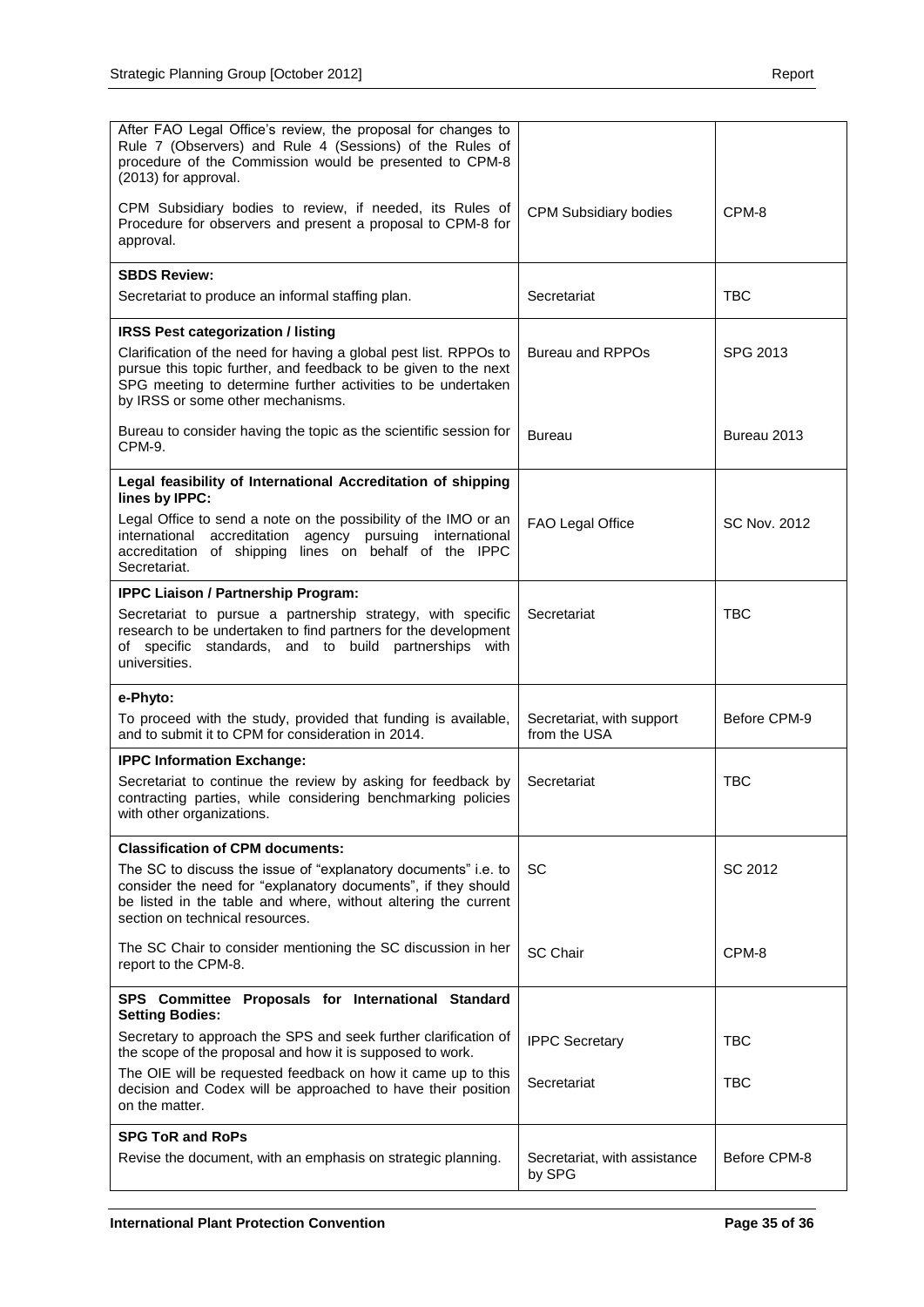| | | |
|---|---|---|
| After FAO Legal Office's review, the proposal for changes to Rule 7 (Observers) and Rule 4 (Sessions) of the Rules of procedure of the Commission would be presented to CPM-8 (2013) for approval. | | |
| CPM Subsidiary bodies to review, if needed, its Rules of Procedure for observers and present a proposal to CPM-8 for approval. | CPM Subsidiary bodies | CPM-8 |
| **SBDS Review:** | | |
| Secretariat to produce an informal staffing plan. | Secretariat | TBC |
| **IRSS Pest categorization / listing** | | |
| Clarification of the need for having a global pest list. RPPOs to pursue this topic further, and feedback to be given to the next SPG meeting to determine further activities to be undertaken by IRSS or some other mechanisms. | Bureau and RPPOs | SPG 2013 |
| Bureau to consider having the topic as the scientific session for CPM-9. | Bureau | Bureau 2013 |
| **Legal feasibility of International Accreditation of shipping lines by IPPC:** | | |
| Legal Office to send a note on the possibility of the IMO or an international accreditation agency pursuing international accreditation of shipping lines on behalf of the IPPC Secretariat. | FAO Legal Office | SC Nov. 2012 |
| **IPPC Liaison / Partnership Program:** | | |
| Secretariat to pursue a partnership strategy, with specific research to be undertaken to find partners for the development of specific standards, and to build partnerships with universities. | Secretariat | TBC |
| **e-Phyto:** | | |
| To proceed with the study, provided that funding is available, and to submit it to CPM for consideration in 2014. | Secretariat, with support from the USA | Before CPM-9 |
| **IPPC Information Exchange:** | | |
| Secretariat to continue the review by asking for feedback by contracting parties, while considering benchmarking policies with other organizations. | Secretariat | TBC |
| **Classification of CPM documents:** | | |
| The SC to discuss the issue of "explanatory documents" i.e. to consider the need for "explanatory documents", if they should be listed in the table and where, without altering the current section on technical resources. | SC | SC 2012 |
| The SC Chair to consider mentioning the SC discussion in her report to the CPM-8. | SC Chair | CPM-8 |
| **SPS Committee Proposals for International Standard Setting Bodies:** | | |
| Secretary to approach the SPS and seek further clarification of the scope of the proposal and how it is supposed to work. | IPPC Secretary | TBC |
| The OIE will be requested feedback on how it came up to this decision and Codex will be approached to have their position on the matter. | Secretariat | TBC |
| **SPG ToR and RoPs** | | |
| Revise the document, with an emphasis on strategic planning. | Secretariat, with assistance by SPG | Before CPM-8 |